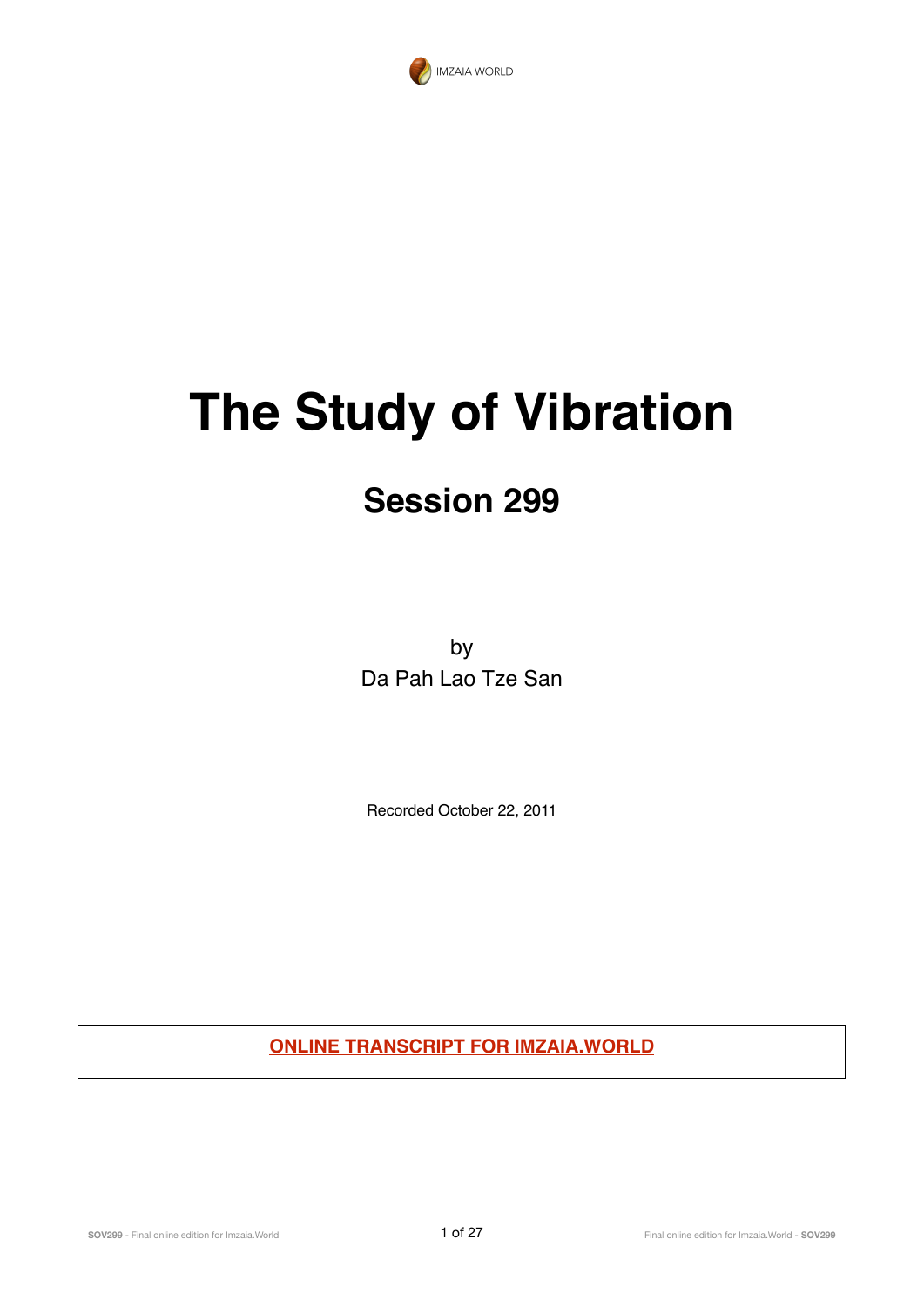IMZAIA WORLD

# The Study of Vibration

## Session 299

by
Da Pah Lao Tze San

Recorded October 22, 2011

**ONLINE TRANSCRIPT FOR IMZAIA.WORLD**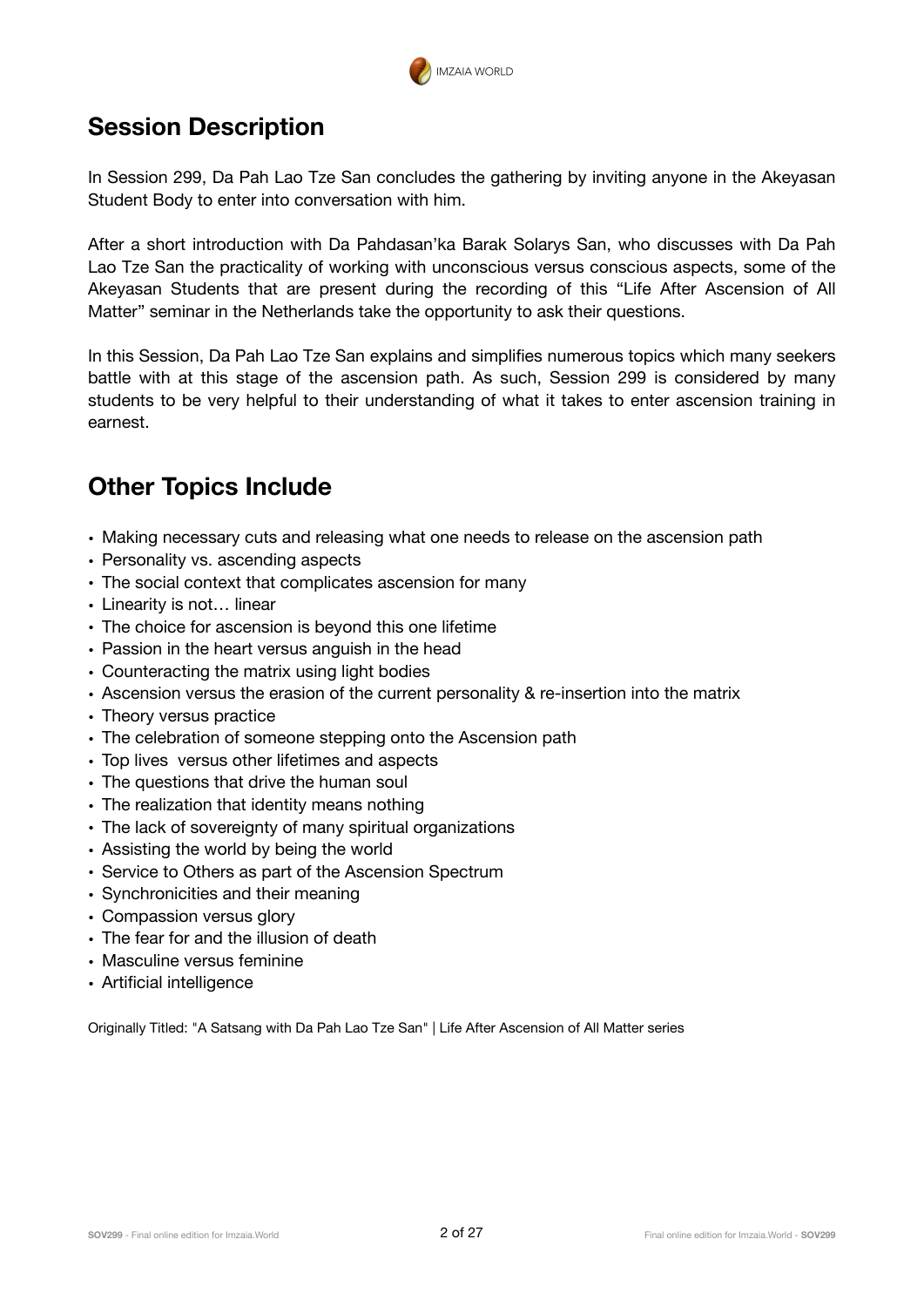## Session Description

In Session 299, Da Pah Lao Tze San concludes the gathering by inviting anyone in the Akeyasan Student Body to enter into conversation with him.

After a short introduction with Da Pahdasan'ka Barak Solarys San, who discusses with Da Pah Lao Tze San the practicality of working with unconscious versus conscious aspects, some of the Akeyasan Students that are present during the recording of this "Life After Ascension of All Matter" seminar in the Netherlands take the opportunity to ask their questions.

In this Session, Da Pah Lao Tze San explains and simplifies numerous topics which many seekers battle with at this stage of the ascension path. As such, Session 299 is considered by many students to be very helpful to their understanding of what it takes to enter ascension training in earnest.

## Other Topics Include

- Making necessary cuts and releasing what one needs to release on the ascension path
- Personality vs. ascending aspects
- The social context that complicates ascension for many
- Linearity is not… linear
- The choice for ascension is beyond this one lifetime
- Passion in the heart versus anguish in the head
- Counteracting the matrix using light bodies
- Ascension versus the erasion of the current personality & re-insertion into the matrix
- Theory versus practice
- The celebration of someone stepping onto the Ascension path
- Top lives versus other lifetimes and aspects
- The questions that drive the human soul
- The realization that identity means nothing
- The lack of sovereignty of many spiritual organizations
- Assisting the world by being the world
- Service to Others as part of the Ascension Spectrum
- Synchronicities and their meaning
- Compassion versus glory
- The fear for and the illusion of death
- Masculine versus feminine
- Artificial intelligence

Originally Titled: "A Satsang with Da Pah Lao Tze San" | Life After Ascension of All Matter series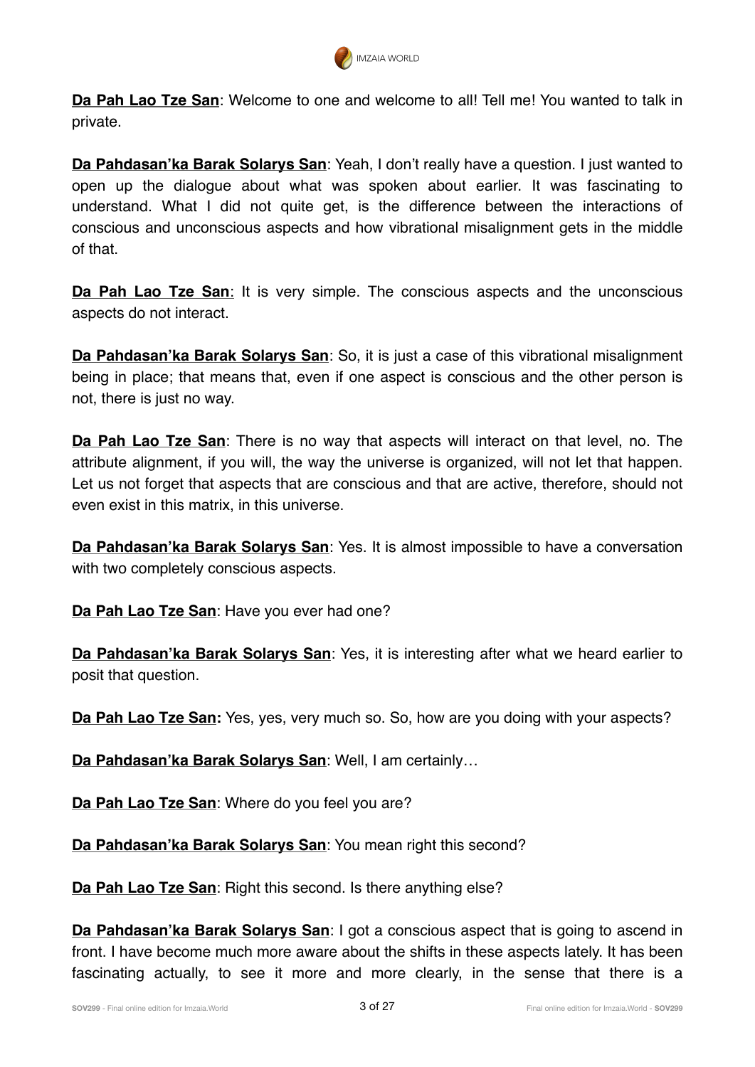**Da Pah Lao Tze San**: Welcome to one and welcome to all! Tell me! You wanted to talk in private.

**Da Pahdasan'ka Barak Solarys San**: Yeah, I don't really have a question. I just wanted to open up the dialogue about what was spoken about earlier. It was fascinating to understand. What I did not quite get, is the difference between the interactions of conscious and unconscious aspects and how vibrational misalignment gets in the middle of that.

**Da Pah Lao Tze San**: It is very simple. The conscious aspects and the unconscious aspects do not interact.

**Da Pahdasan'ka Barak Solarys San**: So, it is just a case of this vibrational misalignment being in place; that means that, even if one aspect is conscious and the other person is not, there is just no way.

**Da Pah Lao Tze San**: There is no way that aspects will interact on that level, no. The attribute alignment, if you will, the way the universe is organized, will not let that happen. Let us not forget that aspects that are conscious and that are active, therefore, should not even exist in this matrix, in this universe.

**Da Pahdasan'ka Barak Solarys San**: Yes. It is almost impossible to have a conversation with two completely conscious aspects.

**Da Pah Lao Tze San**: Have you ever had one?

**Da Pahdasan'ka Barak Solarys San**: Yes, it is interesting after what we heard earlier to posit that question.

**Da Pah Lao Tze San:** Yes, yes, very much so. So, how are you doing with your aspects?

**Da Pahdasan'ka Barak Solarys San**: Well, I am certainly…

**Da Pah Lao Tze San**: Where do you feel you are?

**Da Pahdasan'ka Barak Solarys San**: You mean right this second?

**Da Pah Lao Tze San**: Right this second. Is there anything else?

**Da Pahdasan'ka Barak Solarys San**: I got a conscious aspect that is going to ascend in front. I have become much more aware about the shifts in these aspects lately. It has been fascinating actually, to see it more and more clearly, in the sense that there is a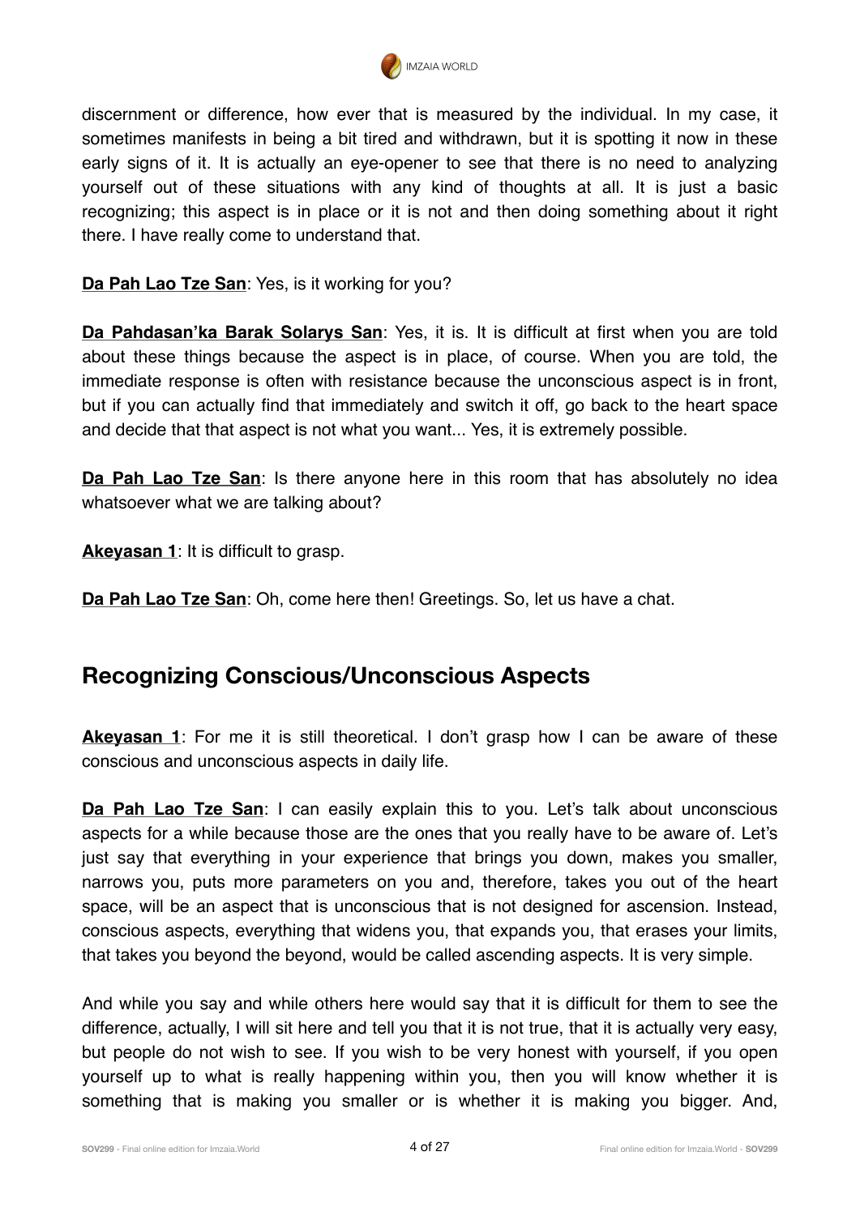discernment or difference, how ever that is measured by the individual. In my case, it sometimes manifests in being a bit tired and withdrawn, but it is spotting it now in these early signs of it. It is actually an eye-opener to see that there is no need to analyzing yourself out of these situations with any kind of thoughts at all. It is just a basic recognizing; this aspect is in place or it is not and then doing something about it right there. I have really come to understand that.

**Da Pah Lao Tze San**: Yes, is it working for you?

**Da Pahdasan'ka Barak Solarys San**: Yes, it is. It is difficult at first when you are told about these things because the aspect is in place, of course. When you are told, the immediate response is often with resistance because the unconscious aspect is in front, but if you can actually find that immediately and switch it off, go back to the heart space and decide that that aspect is not what you want... Yes, it is extremely possible.

**Da Pah Lao Tze San**: Is there anyone here in this room that has absolutely no idea whatsoever what we are talking about?

**Akeyasan 1**: It is difficult to grasp.

**Da Pah Lao Tze San**: Oh, come here then! Greetings. So, let us have a chat.

## Recognizing Conscious/Unconscious Aspects

**Akeyasan 1**: For me it is still theoretical. I don't grasp how I can be aware of these conscious and unconscious aspects in daily life.

**Da Pah Lao Tze San**: I can easily explain this to you. Let's talk about unconscious aspects for a while because those are the ones that you really have to be aware of. Let's just say that everything in your experience that brings you down, makes you smaller, narrows you, puts more parameters on you and, therefore, takes you out of the heart space, will be an aspect that is unconscious that is not designed for ascension. Instead, conscious aspects, everything that widens you, that expands you, that erases your limits, that takes you beyond the beyond, would be called ascending aspects. It is very simple.

And while you say and while others here would say that it is difficult for them to see the difference, actually, I will sit here and tell you that it is not true, that it is actually very easy, but people do not wish to see. If you wish to be very honest with yourself, if you open yourself up to what is really happening within you, then you will know whether it is something that is making you smaller or is whether it is making you bigger. And,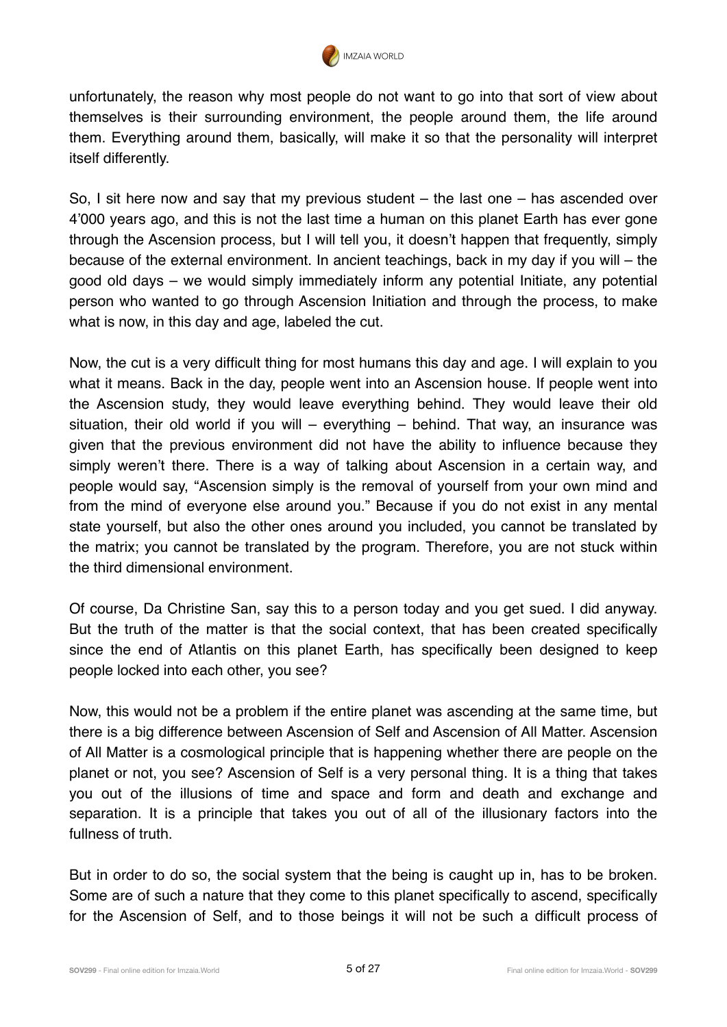unfortunately, the reason why most people do not want to go into that sort of view about themselves is their surrounding environment, the people around them, the life around them. Everything around them, basically, will make it so that the personality will interpret itself differently.

So, I sit here now and say that my previous student – the last one – has ascended over 4'000 years ago, and this is not the last time a human on this planet Earth has ever gone through the Ascension process, but I will tell you, it doesn't happen that frequently, simply because of the external environment. In ancient teachings, back in my day if you will – the good old days – we would simply immediately inform any potential Initiate, any potential person who wanted to go through Ascension Initiation and through the process, to make what is now, in this day and age, labeled the cut.

Now, the cut is a very difficult thing for most humans this day and age. I will explain to you what it means. Back in the day, people went into an Ascension house. If people went into the Ascension study, they would leave everything behind. They would leave their old situation, their old world if you will – everything – behind. That way, an insurance was given that the previous environment did not have the ability to influence because they simply weren't there. There is a way of talking about Ascension in a certain way, and people would say, "Ascension simply is the removal of yourself from your own mind and from the mind of everyone else around you." Because if you do not exist in any mental state yourself, but also the other ones around you included, you cannot be translated by the matrix; you cannot be translated by the program. Therefore, you are not stuck within the third dimensional environment.

Of course, Da Christine San, say this to a person today and you get sued. I did anyway. But the truth of the matter is that the social context, that has been created specifically since the end of Atlantis on this planet Earth, has specifically been designed to keep people locked into each other, you see?

Now, this would not be a problem if the entire planet was ascending at the same time, but there is a big difference between Ascension of Self and Ascension of All Matter. Ascension of All Matter is a cosmological principle that is happening whether there are people on the planet or not, you see? Ascension of Self is a very personal thing. It is a thing that takes you out of the illusions of time and space and form and death and exchange and separation. It is a principle that takes you out of all of the illusionary factors into the fullness of truth.

But in order to do so, the social system that the being is caught up in, has to be broken. Some are of such a nature that they come to this planet specifically to ascend, specifically for the Ascension of Self, and to those beings it will not be such a difficult process of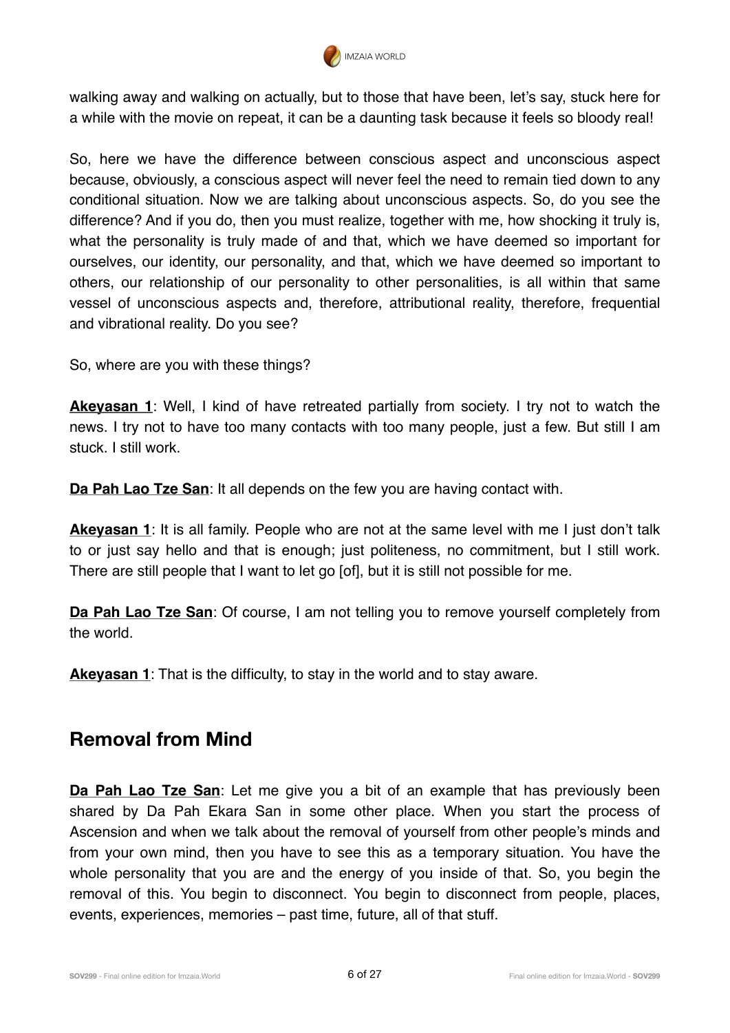walking away and walking on actually, but to those that have been, let's say, stuck here for a while with the movie on repeat, it can be a daunting task because it feels so bloody real!

So, here we have the difference between conscious aspect and unconscious aspect because, obviously, a conscious aspect will never feel the need to remain tied down to any conditional situation. Now we are talking about unconscious aspects. So, do you see the difference? And if you do, then you must realize, together with me, how shocking it truly is, what the personality is truly made of and that, which we have deemed so important for ourselves, our identity, our personality, and that, which we have deemed so important to others, our relationship of our personality to other personalities, is all within that same vessel of unconscious aspects and, therefore, attributional reality, therefore, frequential and vibrational reality. Do you see?

So, where are you with these things?

**Akeyasan 1**: Well, I kind of have retreated partially from society. I try not to watch the news. I try not to have too many contacts with too many people, just a few. But still I am stuck. I still work.

**Da Pah Lao Tze San**: It all depends on the few you are having contact with.

**Akeyasan 1**: It is all family. People who are not at the same level with me I just don't talk to or just say hello and that is enough; just politeness, no commitment, but I still work. There are still people that I want to let go [of], but it is still not possible for me.

**Da Pah Lao Tze San**: Of course, I am not telling you to remove yourself completely from the world.

**Akeyasan 1**: That is the difficulty, to stay in the world and to stay aware.

## Removal from Mind

**Da Pah Lao Tze San**: Let me give you a bit of an example that has previously been shared by Da Pah Ekara San in some other place. When you start the process of Ascension and when we talk about the removal of yourself from other people's minds and from your own mind, then you have to see this as a temporary situation. You have the whole personality that you are and the energy of you inside of that. So, you begin the removal of this. You begin to disconnect. You begin to disconnect from people, places, events, experiences, memories – past time, future, all of that stuff.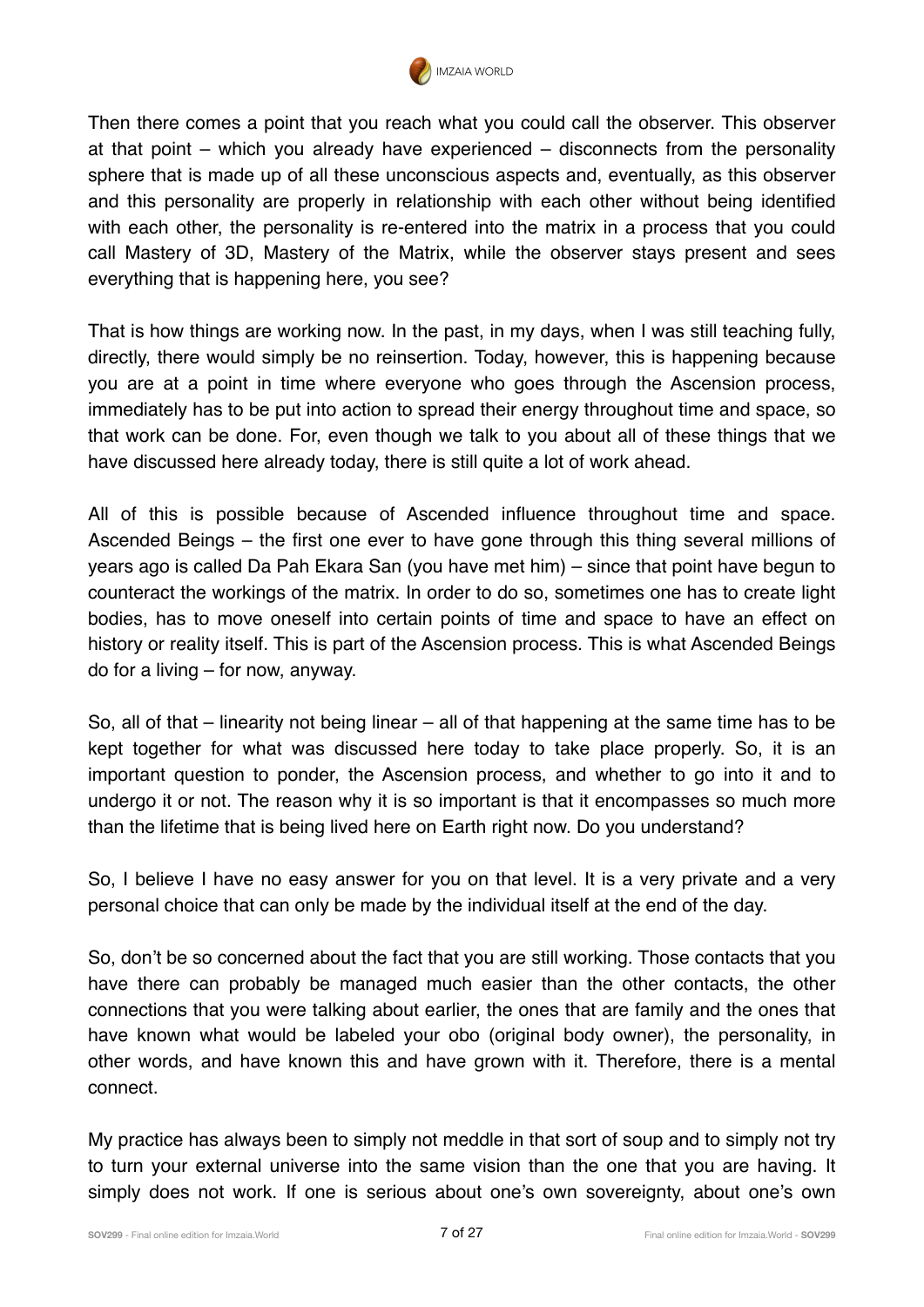Then there comes a point that you reach what you could call the observer. This observer at that point – which you already have experienced – disconnects from the personality sphere that is made up of all these unconscious aspects and, eventually, as this observer and this personality are properly in relationship with each other without being identified with each other, the personality is re-entered into the matrix in a process that you could call Mastery of 3D, Mastery of the Matrix, while the observer stays present and sees everything that is happening here, you see?

That is how things are working now. In the past, in my days, when I was still teaching fully, directly, there would simply be no reinsertion. Today, however, this is happening because you are at a point in time where everyone who goes through the Ascension process, immediately has to be put into action to spread their energy throughout time and space, so that work can be done. For, even though we talk to you about all of these things that we have discussed here already today, there is still quite a lot of work ahead.

All of this is possible because of Ascended influence throughout time and space. Ascended Beings – the first one ever to have gone through this thing several millions of years ago is called Da Pah Ekara San (you have met him) – since that point have begun to counteract the workings of the matrix. In order to do so, sometimes one has to create light bodies, has to move oneself into certain points of time and space to have an effect on history or reality itself. This is part of the Ascension process. This is what Ascended Beings do for a living – for now, anyway.

So, all of that – linearity not being linear – all of that happening at the same time has to be kept together for what was discussed here today to take place properly. So, it is an important question to ponder, the Ascension process, and whether to go into it and to undergo it or not. The reason why it is so important is that it encompasses so much more than the lifetime that is being lived here on Earth right now. Do you understand?

So, I believe I have no easy answer for you on that level. It is a very private and a very personal choice that can only be made by the individual itself at the end of the day.

So, don't be so concerned about the fact that you are still working. Those contacts that you have there can probably be managed much easier than the other contacts, the other connections that you were talking about earlier, the ones that are family and the ones that have known what would be labeled your obo (original body owner), the personality, in other words, and have known this and have grown with it. Therefore, there is a mental connect.

My practice has always been to simply not meddle in that sort of soup and to simply not try to turn your external universe into the same vision than the one that you are having. It simply does not work. If one is serious about one's own sovereignty, about one's own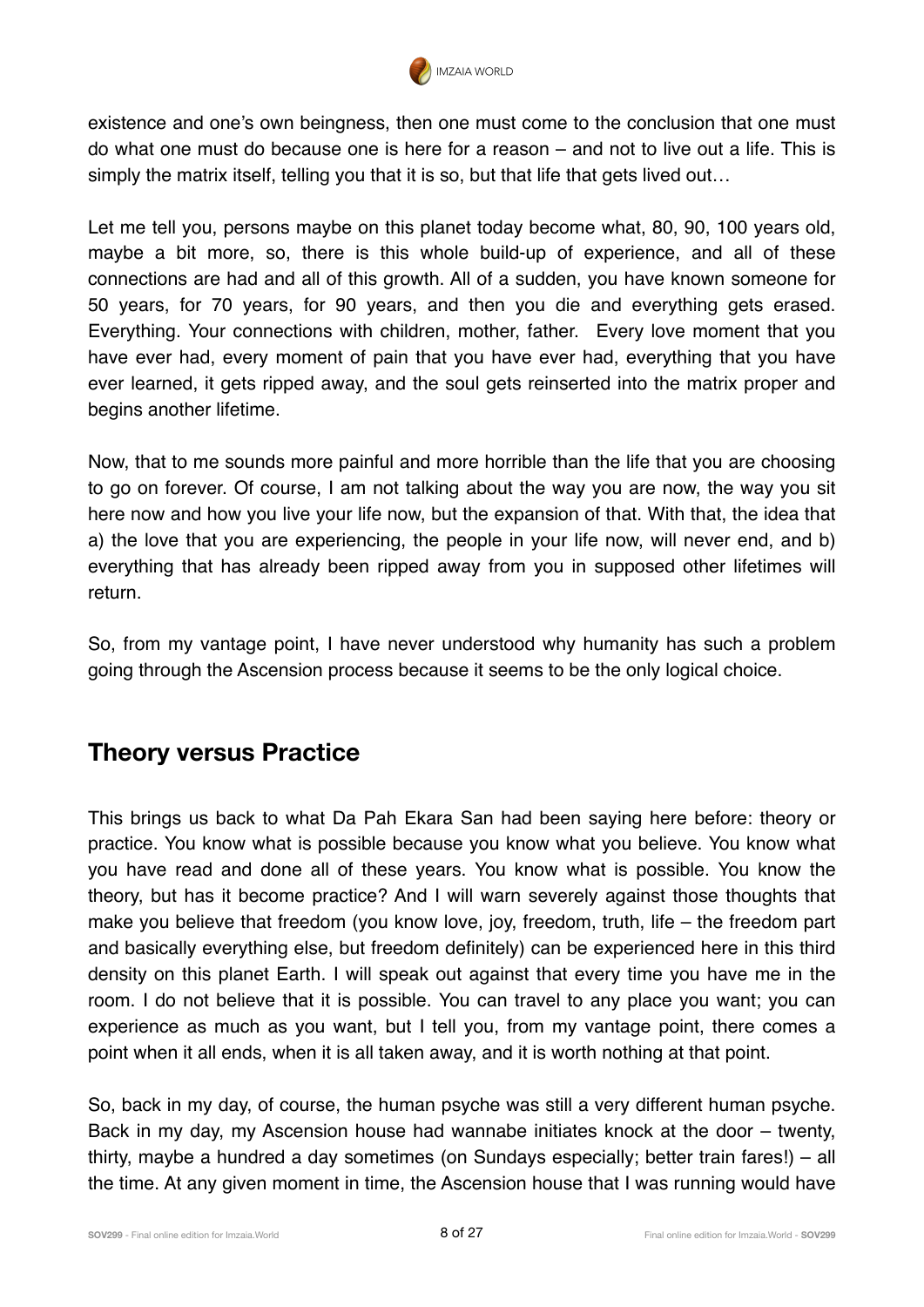existence and one's own beingness, then one must come to the conclusion that one must do what one must do because one is here for a reason – and not to live out a life. This is simply the matrix itself, telling you that it is so, but that life that gets lived out…

Let me tell you, persons maybe on this planet today become what, 80, 90, 100 years old, maybe a bit more, so, there is this whole build-up of experience, and all of these connections are had and all of this growth. All of a sudden, you have known someone for 50 years, for 70 years, for 90 years, and then you die and everything gets erased. Everything. Your connections with children, mother, father. Every love moment that you have ever had, every moment of pain that you have ever had, everything that you have ever learned, it gets ripped away, and the soul gets reinserted into the matrix proper and begins another lifetime.

Now, that to me sounds more painful and more horrible than the life that you are choosing to go on forever. Of course, I am not talking about the way you are now, the way you sit here now and how you live your life now, but the expansion of that. With that, the idea that a) the love that you are experiencing, the people in your life now, will never end, and b) everything that has already been ripped away from you in supposed other lifetimes will return.

So, from my vantage point, I have never understood why humanity has such a problem going through the Ascension process because it seems to be the only logical choice.

## Theory versus Practice

This brings us back to what Da Pah Ekara San had been saying here before: theory or practice. You know what is possible because you know what you believe. You know what you have read and done all of these years. You know what is possible. You know the theory, but has it become practice? And I will warn severely against those thoughts that make you believe that freedom (you know love, joy, freedom, truth, life – the freedom part and basically everything else, but freedom definitely) can be experienced here in this third density on this planet Earth. I will speak out against that every time you have me in the room. I do not believe that it is possible. You can travel to any place you want; you can experience as much as you want, but I tell you, from my vantage point, there comes a point when it all ends, when it is all taken away, and it is worth nothing at that point.

So, back in my day, of course, the human psyche was still a very different human psyche. Back in my day, my Ascension house had wannabe initiates knock at the door – twenty, thirty, maybe a hundred a day sometimes (on Sundays especially; better train fares!) – all the time. At any given moment in time, the Ascension house that I was running would have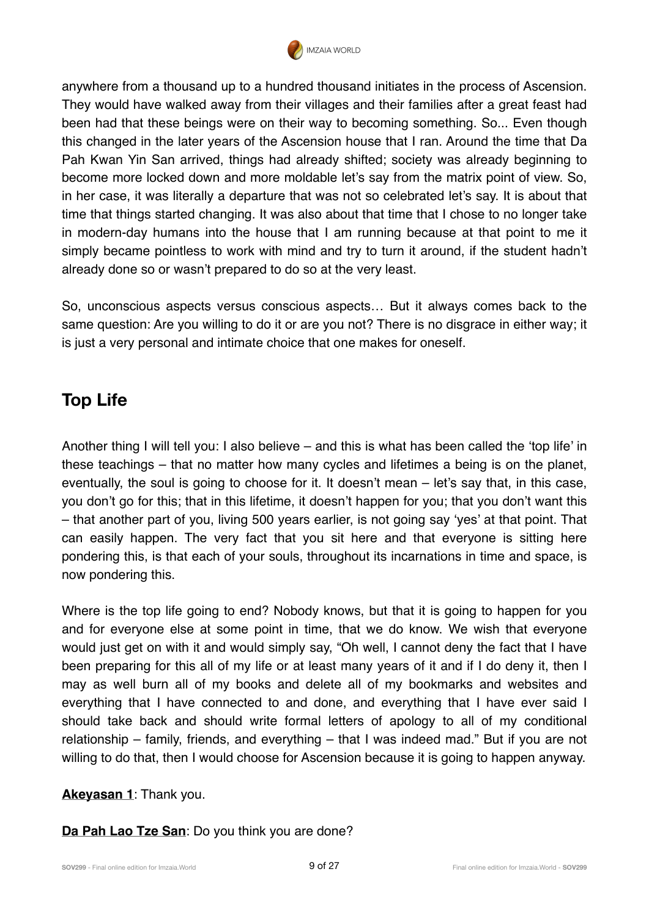anywhere from a thousand up to a hundred thousand initiates in the process of Ascension. They would have walked away from their villages and their families after a great feast had been had that these beings were on their way to becoming something. So... Even though this changed in the later years of the Ascension house that I ran. Around the time that Da Pah Kwan Yin San arrived, things had already shifted; society was already beginning to become more locked down and more moldable let's say from the matrix point of view. So, in her case, it was literally a departure that was not so celebrated let's say. It is about that time that things started changing. It was also about that time that I chose to no longer take in modern-day humans into the house that I am running because at that point to me it simply became pointless to work with mind and try to turn it around, if the student hadn't already done so or wasn't prepared to do so at the very least.

So, unconscious aspects versus conscious aspects… But it always comes back to the same question: Are you willing to do it or are you not? There is no disgrace in either way; it is just a very personal and intimate choice that one makes for oneself.

## Top Life

Another thing I will tell you: I also believe – and this is what has been called the 'top life' in these teachings – that no matter how many cycles and lifetimes a being is on the planet, eventually, the soul is going to choose for it. It doesn't mean – let's say that, in this case, you don't go for this; that in this lifetime, it doesn't happen for you; that you don't want this – that another part of you, living 500 years earlier, is not going say 'yes' at that point. That can easily happen. The very fact that you sit here and that everyone is sitting here pondering this, is that each of your souls, throughout its incarnations in time and space, is now pondering this.

Where is the top life going to end? Nobody knows, but that it is going to happen for you and for everyone else at some point in time, that we do know. We wish that everyone would just get on with it and would simply say, "Oh well, I cannot deny the fact that I have been preparing for this all of my life or at least many years of it and if I do deny it, then I may as well burn all of my books and delete all of my bookmarks and websites and everything that I have connected to and done, and everything that I have ever said I should take back and should write formal letters of apology to all of my conditional relationship – family, friends, and everything – that I was indeed mad." But if you are not willing to do that, then I would choose for Ascension because it is going to happen anyway.

**Akeyasan 1**: Thank you.

**Da Pah Lao Tze San**: Do you think you are done?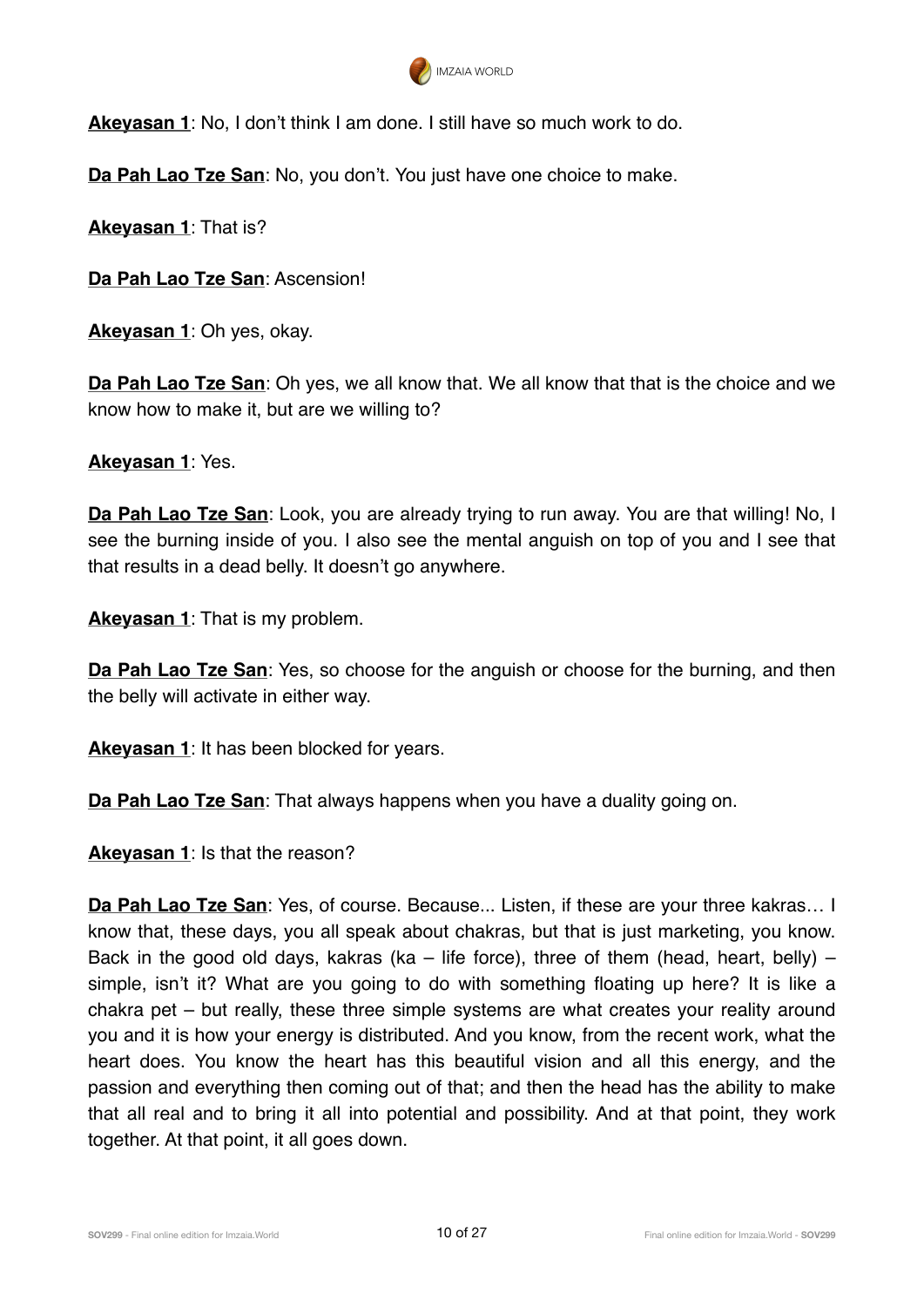**Akeyasan 1**: No, I don't think I am done. I still have so much work to do.

**Da Pah Lao Tze San**: No, you don't. You just have one choice to make.

**Akeyasan 1**: That is?

**Da Pah Lao Tze San**: Ascension!

**Akeyasan 1**: Oh yes, okay.

**Da Pah Lao Tze San**: Oh yes, we all know that. We all know that that is the choice and we know how to make it, but are we willing to?

**Akeyasan 1**: Yes.

**Da Pah Lao Tze San**: Look, you are already trying to run away. You are that willing! No, I see the burning inside of you. I also see the mental anguish on top of you and I see that that results in a dead belly. It doesn't go anywhere.

**Akeyasan 1**: That is my problem.

**Da Pah Lao Tze San**: Yes, so choose for the anguish or choose for the burning, and then the belly will activate in either way.

**Akeyasan 1**: It has been blocked for years.

**Da Pah Lao Tze San**: That always happens when you have a duality going on.

**Akeyasan 1**: Is that the reason?

**Da Pah Lao Tze San**: Yes, of course. Because... Listen, if these are your three kakras… I know that, these days, you all speak about chakras, but that is just marketing, you know. Back in the good old days, kakras (ka – life force), three of them (head, heart, belly) – simple, isn't it? What are you going to do with something floating up here? It is like a chakra pet – but really, these three simple systems are what creates your reality around you and it is how your energy is distributed. And you know, from the recent work, what the heart does. You know the heart has this beautiful vision and all this energy, and the passion and everything then coming out of that; and then the head has the ability to make that all real and to bring it all into potential and possibility. And at that point, they work together. At that point, it all goes down.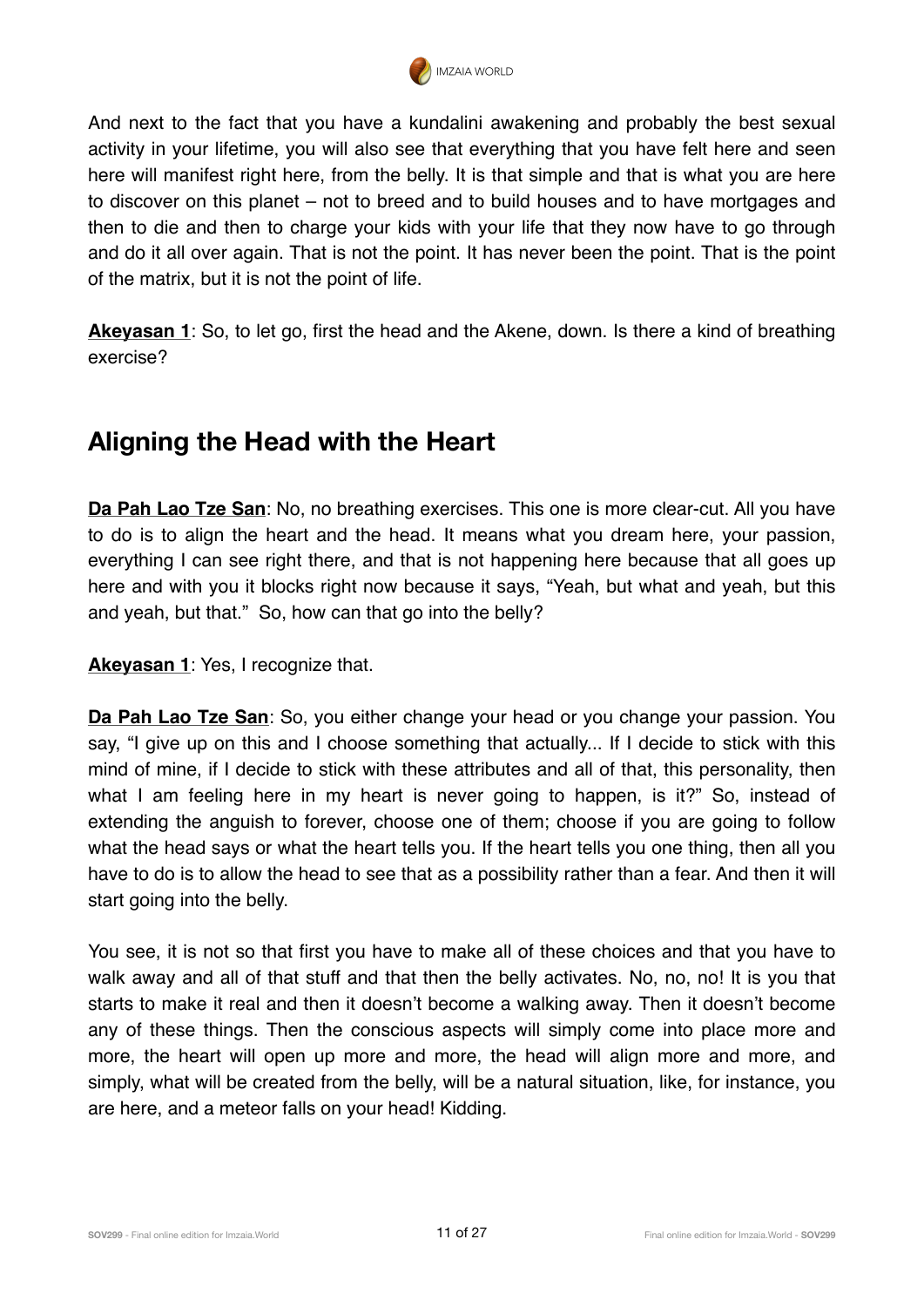And next to the fact that you have a kundalini awakening and probably the best sexual activity in your lifetime, you will also see that everything that you have felt here and seen here will manifest right here, from the belly. It is that simple and that is what you are here to discover on this planet – not to breed and to build houses and to have mortgages and then to die and then to charge your kids with your life that they now have to go through and do it all over again. That is not the point. It has never been the point. That is the point of the matrix, but it is not the point of life.

**Akeyasan 1**: So, to let go, first the head and the Akene, down. Is there a kind of breathing exercise?

## Aligning the Head with the Heart

**Da Pah Lao Tze San**: No, no breathing exercises. This one is more clear-cut. All you have to do is to align the heart and the head. It means what you dream here, your passion, everything I can see right there, and that is not happening here because that all goes up here and with you it blocks right now because it says, "Yeah, but what and yeah, but this and yeah, but that." So, how can that go into the belly?

**Akeyasan 1**: Yes, I recognize that.

**Da Pah Lao Tze San**: So, you either change your head or you change your passion. You say, "I give up on this and I choose something that actually... If I decide to stick with this mind of mine, if I decide to stick with these attributes and all of that, this personality, then what I am feeling here in my heart is never going to happen, is it?" So, instead of extending the anguish to forever, choose one of them; choose if you are going to follow what the head says or what the heart tells you. If the heart tells you one thing, then all you have to do is to allow the head to see that as a possibility rather than a fear. And then it will start going into the belly.

You see, it is not so that first you have to make all of these choices and that you have to walk away and all of that stuff and that then the belly activates. No, no, no! It is you that starts to make it real and then it doesn't become a walking away. Then it doesn't become any of these things. Then the conscious aspects will simply come into place more and more, the heart will open up more and more, the head will align more and more, and simply, what will be created from the belly, will be a natural situation, like, for instance, you are here, and a meteor falls on your head! Kidding.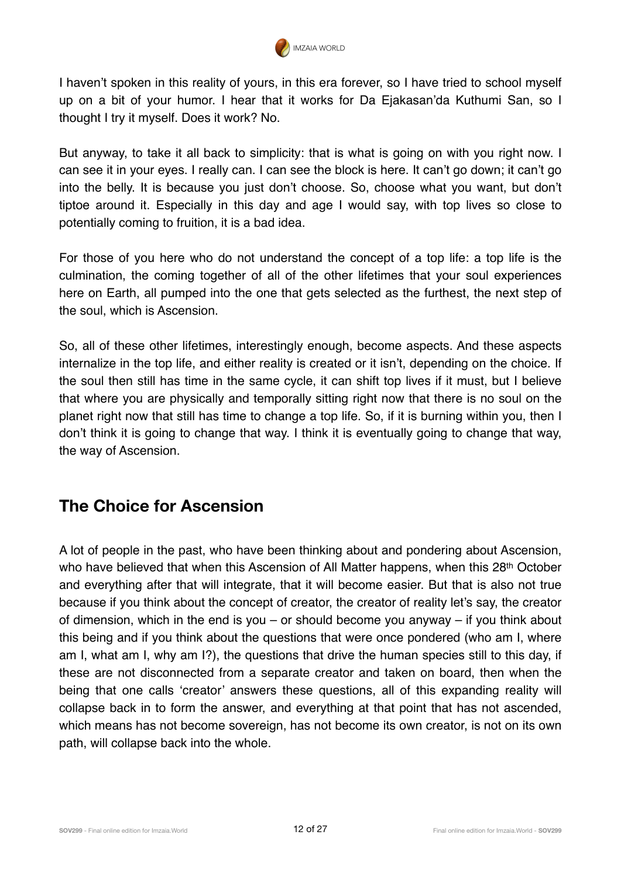I haven't spoken in this reality of yours, in this era forever, so I have tried to school myself up on a bit of your humor. I hear that it works for Da Ejakasan'da Kuthumi San, so I thought I try it myself. Does it work? No.

But anyway, to take it all back to simplicity: that is what is going on with you right now. I can see it in your eyes. I really can. I can see the block is here. It can't go down; it can't go into the belly. It is because you just don't choose. So, choose what you want, but don't tiptoe around it. Especially in this day and age I would say, with top lives so close to potentially coming to fruition, it is a bad idea.

For those of you here who do not understand the concept of a top life: a top life is the culmination, the coming together of all of the other lifetimes that your soul experiences here on Earth, all pumped into the one that gets selected as the furthest, the next step of the soul, which is Ascension.

So, all of these other lifetimes, interestingly enough, become aspects. And these aspects internalize in the top life, and either reality is created or it isn't, depending on the choice. If the soul then still has time in the same cycle, it can shift top lives if it must, but I believe that where you are physically and temporally sitting right now that there is no soul on the planet right now that still has time to change a top life. So, if it is burning within you, then I don't think it is going to change that way. I think it is eventually going to change that way, the way of Ascension.

## The Choice for Ascension

A lot of people in the past, who have been thinking about and pondering about Ascension, who have believed that when this Ascension of All Matter happens, when this 28th October and everything after that will integrate, that it will become easier. But that is also not true because if you think about the concept of creator, the creator of reality let's say, the creator of dimension, which in the end is you – or should become you anyway – if you think about this being and if you think about the questions that were once pondered (who am I, where am I, what am I, why am I?), the questions that drive the human species still to this day, if these are not disconnected from a separate creator and taken on board, then when the being that one calls 'creator' answers these questions, all of this expanding reality will collapse back in to form the answer, and everything at that point that has not ascended, which means has not become sovereign, has not become its own creator, is not on its own path, will collapse back into the whole.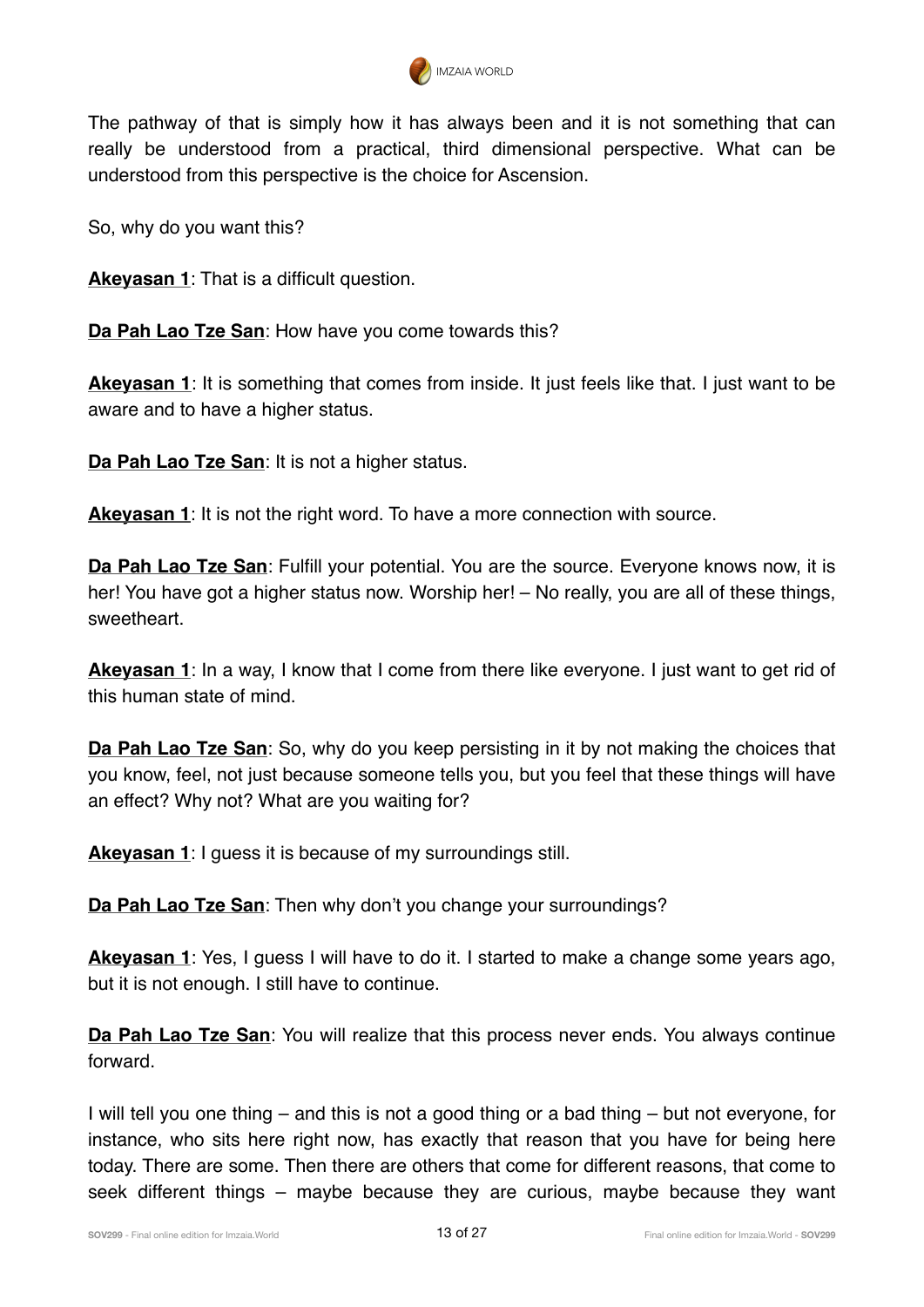The pathway of that is simply how it has always been and it is not something that can really be understood from a practical, third dimensional perspective. What can be understood from this perspective is the choice for Ascension.

So, why do you want this?

**Akeyasan 1**: That is a difficult question.

**Da Pah Lao Tze San**: How have you come towards this?

**Akeyasan 1**: It is something that comes from inside. It just feels like that. I just want to be aware and to have a higher status.

**Da Pah Lao Tze San**: It is not a higher status.

**Akeyasan 1**: It is not the right word. To have a more connection with source.

**Da Pah Lao Tze San**: Fulfill your potential. You are the source. Everyone knows now, it is her! You have got a higher status now. Worship her! – No really, you are all of these things, sweetheart.

**Akeyasan 1**: In a way, I know that I come from there like everyone. I just want to get rid of this human state of mind.

**Da Pah Lao Tze San**: So, why do you keep persisting in it by not making the choices that you know, feel, not just because someone tells you, but you feel that these things will have an effect? Why not? What are you waiting for?

**Akeyasan 1**: I guess it is because of my surroundings still.

**Da Pah Lao Tze San**: Then why don't you change your surroundings?

**Akeyasan 1**: Yes, I guess I will have to do it. I started to make a change some years ago, but it is not enough. I still have to continue.

**Da Pah Lao Tze San**: You will realize that this process never ends. You always continue forward.

I will tell you one thing – and this is not a good thing or a bad thing – but not everyone, for instance, who sits here right now, has exactly that reason that you have for being here today. There are some. Then there are others that come for different reasons, that come to seek different things – maybe because they are curious, maybe because they want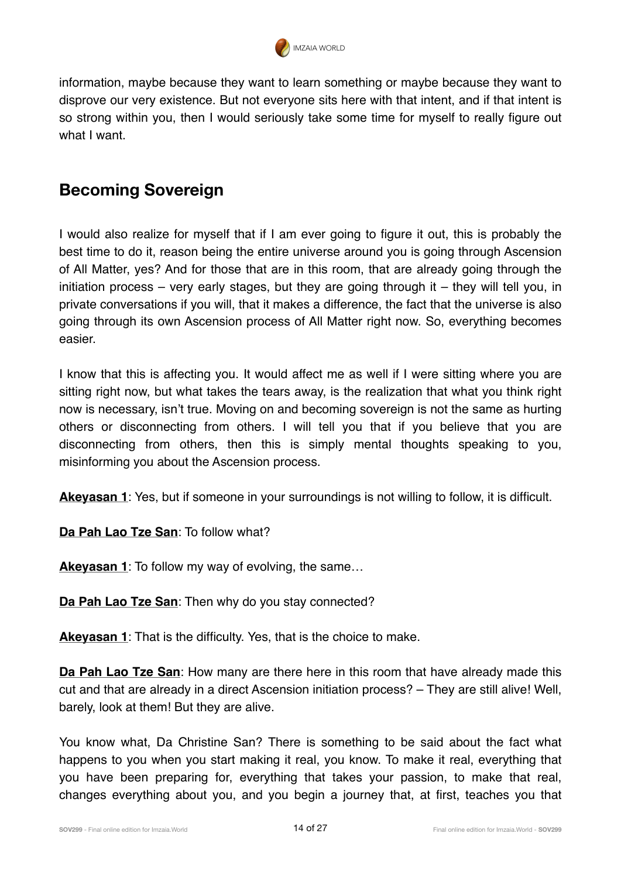information, maybe because they want to learn something or maybe because they want to disprove our very existence. But not everyone sits here with that intent, and if that intent is so strong within you, then I would seriously take some time for myself to really figure out what I want.

## Becoming Sovereign

I would also realize for myself that if I am ever going to figure it out, this is probably the best time to do it, reason being the entire universe around you is going through Ascension of All Matter, yes? And for those that are in this room, that are already going through the initiation process – very early stages, but they are going through it – they will tell you, in private conversations if you will, that it makes a difference, the fact that the universe is also going through its own Ascension process of All Matter right now. So, everything becomes easier.

I know that this is affecting you. It would affect me as well if I were sitting where you are sitting right now, but what takes the tears away, is the realization that what you think right now is necessary, isn't true. Moving on and becoming sovereign is not the same as hurting others or disconnecting from others. I will tell you that if you believe that you are disconnecting from others, then this is simply mental thoughts speaking to you, misinforming you about the Ascension process.

**Akeyasan 1**: Yes, but if someone in your surroundings is not willing to follow, it is difficult.

**Da Pah Lao Tze San**: To follow what?

**Akeyasan 1**: To follow my way of evolving, the same…

**Da Pah Lao Tze San**: Then why do you stay connected?

**Akeyasan 1**: That is the difficulty. Yes, that is the choice to make.

**Da Pah Lao Tze San**: How many are there here in this room that have already made this cut and that are already in a direct Ascension initiation process? – They are still alive! Well, barely, look at them! But they are alive.

You know what, Da Christine San? There is something to be said about the fact what happens to you when you start making it real, you know. To make it real, everything that you have been preparing for, everything that takes your passion, to make that real, changes everything about you, and you begin a journey that, at first, teaches you that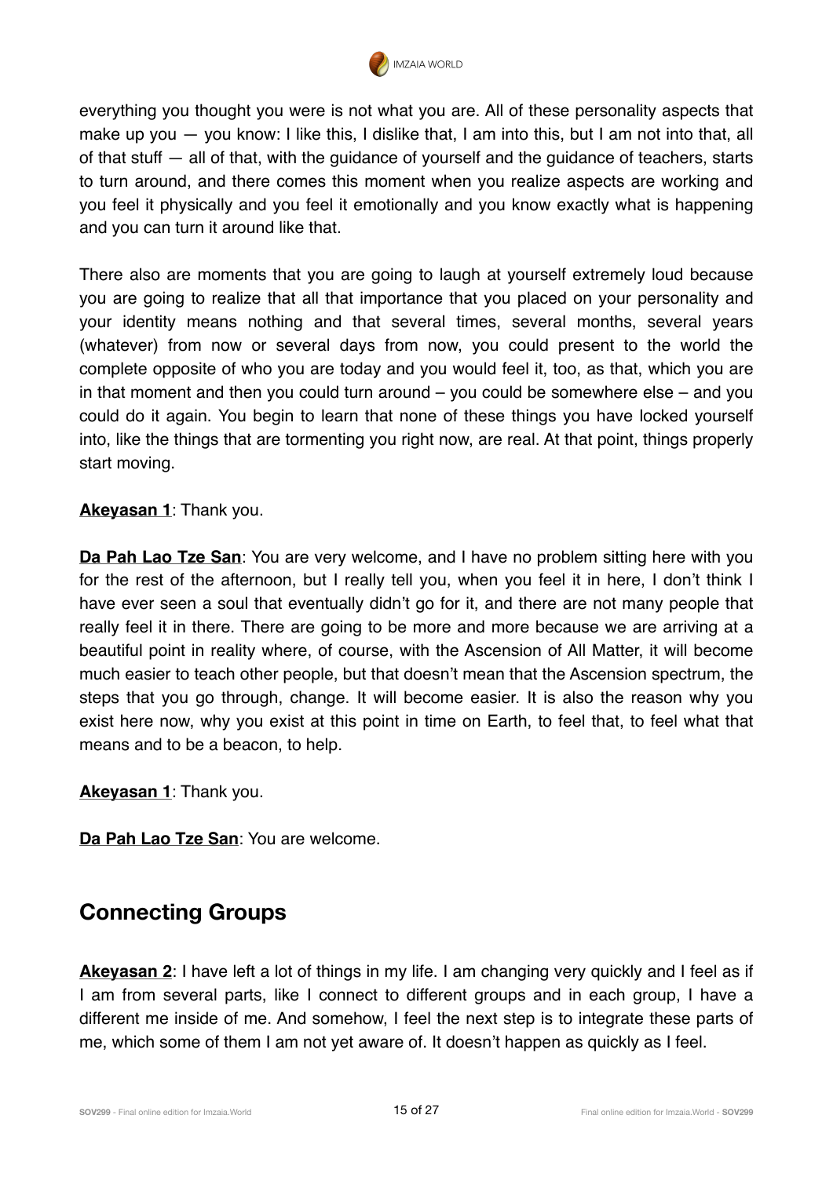everything you thought you were is not what you are. All of these personality aspects that make up you — you know: I like this, I dislike that, I am into this, but I am not into that, all of that stuff — all of that, with the guidance of yourself and the guidance of teachers, starts to turn around, and there comes this moment when you realize aspects are working and you feel it physically and you feel it emotionally and you know exactly what is happening and you can turn it around like that.

There also are moments that you are going to laugh at yourself extremely loud because you are going to realize that all that importance that you placed on your personality and your identity means nothing and that several times, several months, several years (whatever) from now or several days from now, you could present to the world the complete opposite of who you are today and you would feel it, too, as that, which you are in that moment and then you could turn around – you could be somewhere else – and you could do it again. You begin to learn that none of these things you have locked yourself into, like the things that are tormenting you right now, are real. At that point, things properly start moving.

**Akeyasan 1**: Thank you.

**Da Pah Lao Tze San**: You are very welcome, and I have no problem sitting here with you for the rest of the afternoon, but I really tell you, when you feel it in here, I don't think I have ever seen a soul that eventually didn't go for it, and there are not many people that really feel it in there. There are going to be more and more because we are arriving at a beautiful point in reality where, of course, with the Ascension of All Matter, it will become much easier to teach other people, but that doesn't mean that the Ascension spectrum, the steps that you go through, change. It will become easier. It is also the reason why you exist here now, why you exist at this point in time on Earth, to feel that, to feel what that means and to be a beacon, to help.

**Akeyasan 1**: Thank you.

**Da Pah Lao Tze San**: You are welcome.

## Connecting Groups

**Akeyasan 2**: I have left a lot of things in my life. I am changing very quickly and I feel as if I am from several parts, like I connect to different groups and in each group, I have a different me inside of me. And somehow, I feel the next step is to integrate these parts of me, which some of them I am not yet aware of. It doesn't happen as quickly as I feel.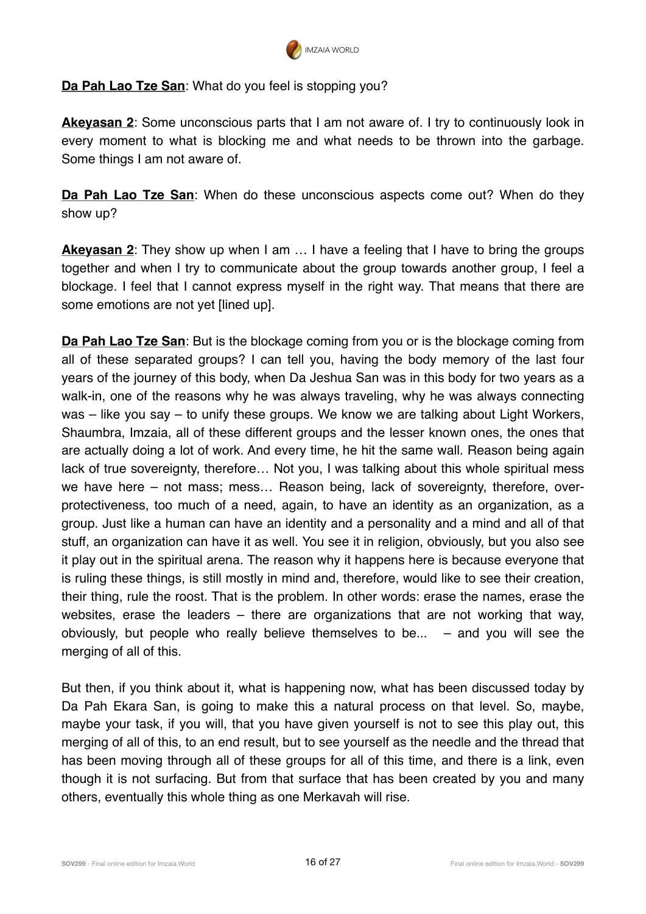**Da Pah Lao Tze San**: What do you feel is stopping you?

**Akeyasan 2**: Some unconscious parts that I am not aware of. I try to continuously look in every moment to what is blocking me and what needs to be thrown into the garbage. Some things I am not aware of.

**Da Pah Lao Tze San**: When do these unconscious aspects come out? When do they show up?

**Akeyasan 2**: They show up when I am … I have a feeling that I have to bring the groups together and when I try to communicate about the group towards another group, I feel a blockage. I feel that I cannot express myself in the right way. That means that there are some emotions are not yet [lined up].

**Da Pah Lao Tze San**: But is the blockage coming from you or is the blockage coming from all of these separated groups? I can tell you, having the body memory of the last four years of the journey of this body, when Da Jeshua San was in this body for two years as a walk-in, one of the reasons why he was always traveling, why he was always connecting was – like you say – to unify these groups. We know we are talking about Light Workers, Shaumbra, Imzaia, all of these different groups and the lesser known ones, the ones that are actually doing a lot of work. And every time, he hit the same wall. Reason being again lack of true sovereignty, therefore… Not you, I was talking about this whole spiritual mess we have here – not mass; mess… Reason being, lack of sovereignty, therefore, over-protectiveness, too much of a need, again, to have an identity as an organization, as a group. Just like a human can have an identity and a personality and a mind and all of that stuff, an organization can have it as well. You see it in religion, obviously, but you also see it play out in the spiritual arena. The reason why it happens here is because everyone that is ruling these things, is still mostly in mind and, therefore, would like to see their creation, their thing, rule the roost. That is the problem. In other words: erase the names, erase the websites, erase the leaders – there are organizations that are not working that way, obviously, but people who really believe themselves to be... – and you will see the merging of all of this.

But then, if you think about it, what is happening now, what has been discussed today by Da Pah Ekara San, is going to make this a natural process on that level. So, maybe, maybe your task, if you will, that you have given yourself is not to see this play out, this merging of all of this, to an end result, but to see yourself as the needle and the thread that has been moving through all of these groups for all of this time, and there is a link, even though it is not surfacing. But from that surface that has been created by you and many others, eventually this whole thing as one Merkavah will rise.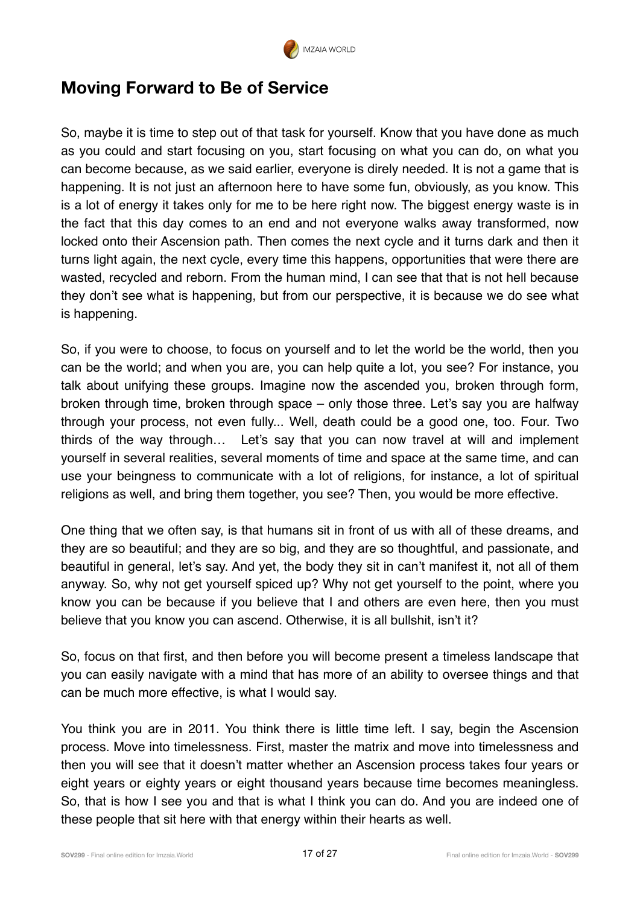## Moving Forward to Be of Service

So, maybe it is time to step out of that task for yourself. Know that you have done as much as you could and start focusing on you, start focusing on what you can do, on what you can become because, as we said earlier, everyone is direly needed. It is not a game that is happening. It is not just an afternoon here to have some fun, obviously, as you know. This is a lot of energy it takes only for me to be here right now. The biggest energy waste is in the fact that this day comes to an end and not everyone walks away transformed, now locked onto their Ascension path. Then comes the next cycle and it turns dark and then it turns light again, the next cycle, every time this happens, opportunities that were there are wasted, recycled and reborn. From the human mind, I can see that that is not hell because they don't see what is happening, but from our perspective, it is because we do see what is happening.

So, if you were to choose, to focus on yourself and to let the world be the world, then you can be the world; and when you are, you can help quite a lot, you see? For instance, you talk about unifying these groups. Imagine now the ascended you, broken through form, broken through time, broken through space – only those three. Let's say you are halfway through your process, not even fully... Well, death could be a good one, too. Four. Two thirds of the way through… Let's say that you can now travel at will and implement yourself in several realities, several moments of time and space at the same time, and can use your beingness to communicate with a lot of religions, for instance, a lot of spiritual religions as well, and bring them together, you see? Then, you would be more effective.

One thing that we often say, is that humans sit in front of us with all of these dreams, and they are so beautiful; and they are so big, and they are so thoughtful, and passionate, and beautiful in general, let's say. And yet, the body they sit in can't manifest it, not all of them anyway. So, why not get yourself spiced up? Why not get yourself to the point, where you know you can be because if you believe that I and others are even here, then you must believe that you know you can ascend. Otherwise, it is all bullshit, isn't it?

So, focus on that first, and then before you will become present a timeless landscape that you can easily navigate with a mind that has more of an ability to oversee things and that can be much more effective, is what I would say.

You think you are in 2011. You think there is little time left. I say, begin the Ascension process. Move into timelessness. First, master the matrix and move into timelessness and then you will see that it doesn't matter whether an Ascension process takes four years or eight years or eighty years or eight thousand years because time becomes meaningless. So, that is how I see you and that is what I think you can do. And you are indeed one of these people that sit here with that energy within their hearts as well.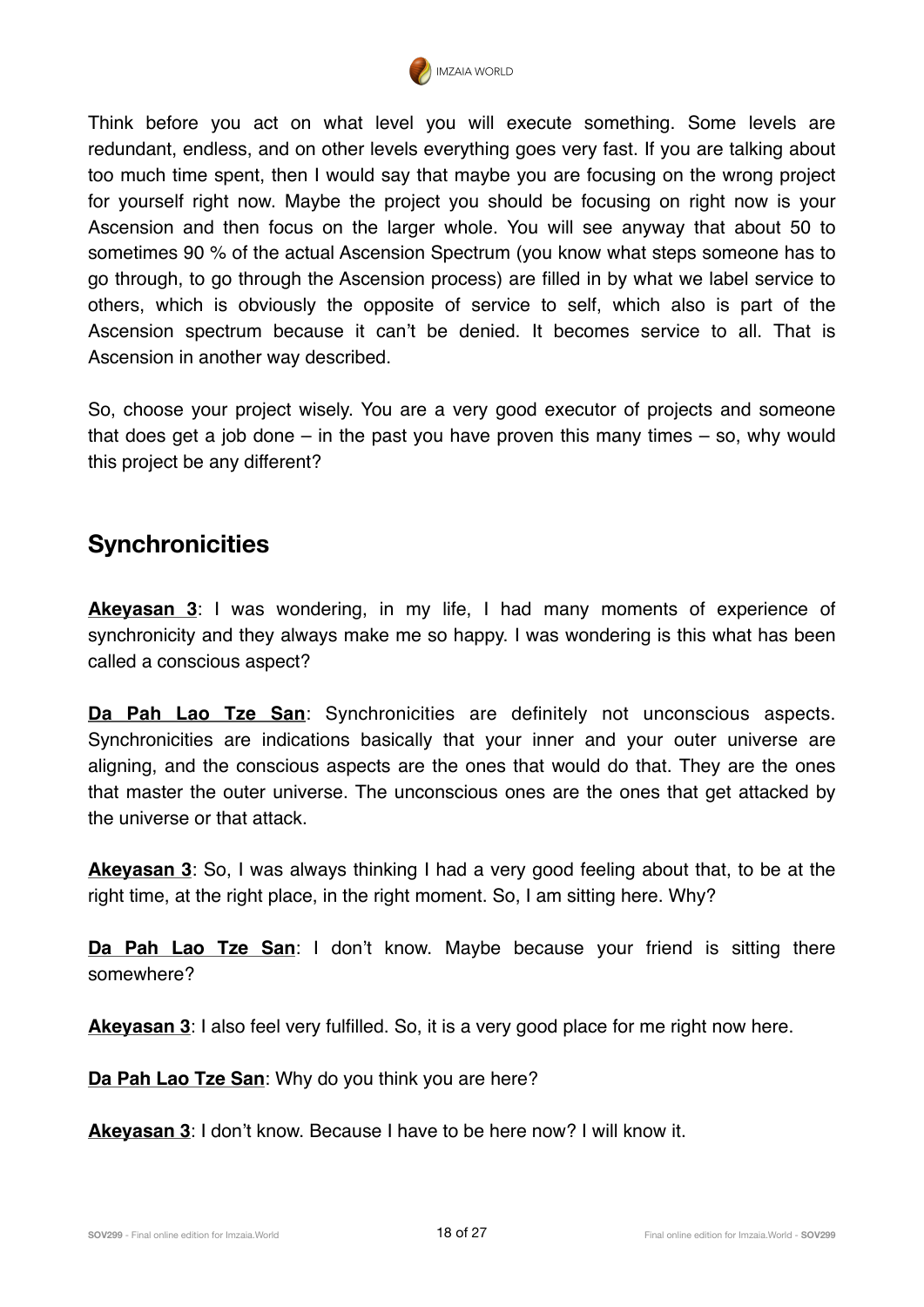Think before you act on what level you will execute something. Some levels are redundant, endless, and on other levels everything goes very fast. If you are talking about too much time spent, then I would say that maybe you are focusing on the wrong project for yourself right now. Maybe the project you should be focusing on right now is your Ascension and then focus on the larger whole. You will see anyway that about 50 to sometimes 90 % of the actual Ascension Spectrum (you know what steps someone has to go through, to go through the Ascension process) are filled in by what we label service to others, which is obviously the opposite of service to self, which also is part of the Ascension spectrum because it can't be denied. It becomes service to all. That is Ascension in another way described.

So, choose your project wisely. You are a very good executor of projects and someone that does get a job done – in the past you have proven this many times – so, why would this project be any different?

## Synchronicities

**Akeyasan 3**: I was wondering, in my life, I had many moments of experience of synchronicity and they always make me so happy. I was wondering is this what has been called a conscious aspect?

**Da Pah Lao Tze San**: Synchronicities are definitely not unconscious aspects. Synchronicities are indications basically that your inner and your outer universe are aligning, and the conscious aspects are the ones that would do that. They are the ones that master the outer universe. The unconscious ones are the ones that get attacked by the universe or that attack.

**Akeyasan 3**: So, I was always thinking I had a very good feeling about that, to be at the right time, at the right place, in the right moment. So, I am sitting here. Why?

**Da Pah Lao Tze San**: I don't know. Maybe because your friend is sitting there somewhere?

**Akeyasan 3**: I also feel very fulfilled. So, it is a very good place for me right now here.

**Da Pah Lao Tze San**: Why do you think you are here?

**Akeyasan 3**: I don't know. Because I have to be here now? I will know it.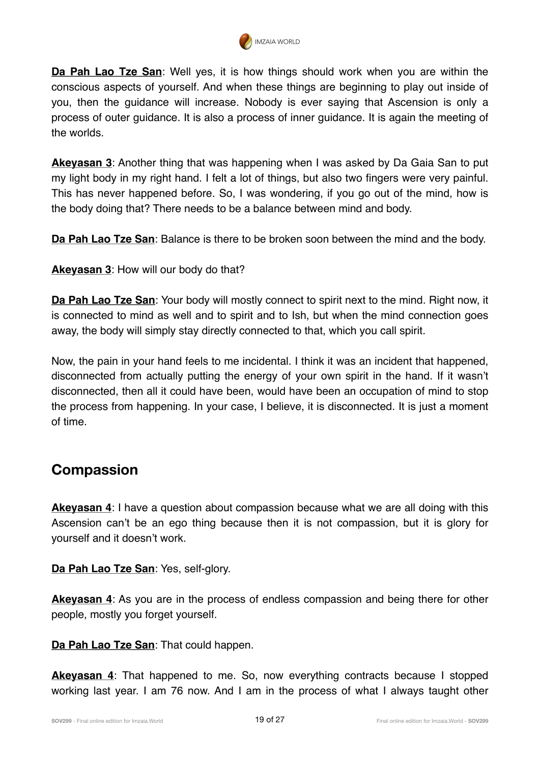**Da Pah Lao Tze San**: Well yes, it is how things should work when you are within the conscious aspects of yourself. And when these things are beginning to play out inside of you, then the guidance will increase. Nobody is ever saying that Ascension is only a process of outer guidance. It is also a process of inner guidance. It is again the meeting of the worlds.

**Akeyasan 3**: Another thing that was happening when I was asked by Da Gaia San to put my light body in my right hand. I felt a lot of things, but also two fingers were very painful. This has never happened before. So, I was wondering, if you go out of the mind, how is the body doing that? There needs to be a balance between mind and body.

**Da Pah Lao Tze San**: Balance is there to be broken soon between the mind and the body.

**Akeyasan 3**: How will our body do that?

**Da Pah Lao Tze San**: Your body will mostly connect to spirit next to the mind. Right now, it is connected to mind as well and to spirit and to Ish, but when the mind connection goes away, the body will simply stay directly connected to that, which you call spirit.

Now, the pain in your hand feels to me incidental. I think it was an incident that happened, disconnected from actually putting the energy of your own spirit in the hand. If it wasn't disconnected, then all it could have been, would have been an occupation of mind to stop the process from happening. In your case, I believe, it is disconnected. It is just a moment of time.

## Compassion

**Akeyasan 4**: I have a question about compassion because what we are all doing with this Ascension can't be an ego thing because then it is not compassion, but it is glory for yourself and it doesn't work.

**Da Pah Lao Tze San**: Yes, self-glory.

**Akeyasan 4**: As you are in the process of endless compassion and being there for other people, mostly you forget yourself.

**Da Pah Lao Tze San**: That could happen.

**Akeyasan 4**: That happened to me. So, now everything contracts because I stopped working last year. I am 76 now. And I am in the process of what I always taught other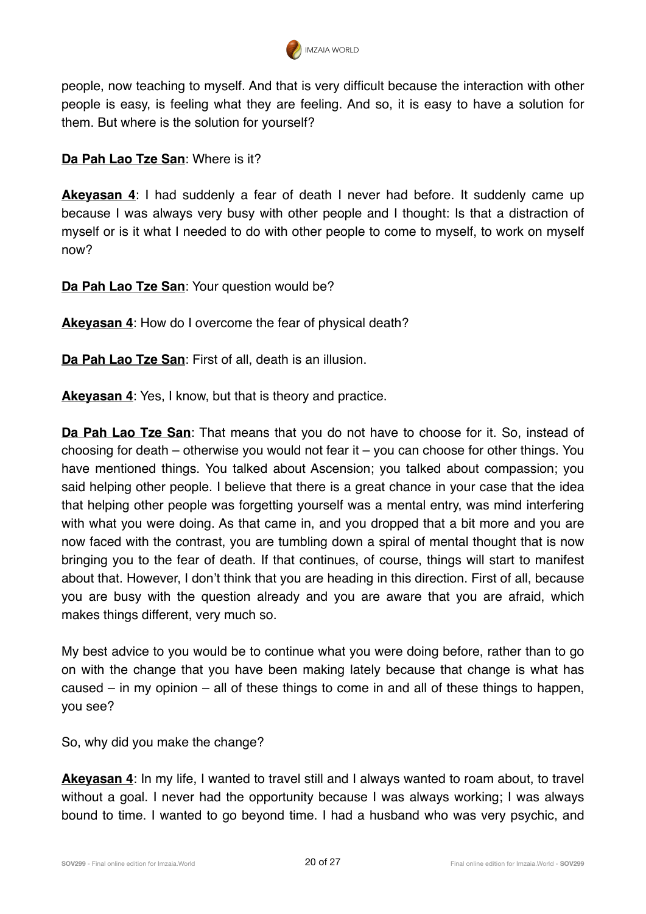people, now teaching to myself. And that is very difficult because the interaction with other people is easy, is feeling what they are feeling. And so, it is easy to have a solution for them. But where is the solution for yourself?

**<u>Da Pah Lao Tze San</u>**: Where is it?

**<u>Akeyasan 4</u>**: I had suddenly a fear of death I never had before. It suddenly came up because I was always very busy with other people and I thought: Is that a distraction of myself or is it what I needed to do with other people to come to myself, to work on myself now?

**<u>Da Pah Lao Tze San</u>**: Your question would be?

**<u>Akeyasan 4</u>**: How do I overcome the fear of physical death?

**<u>Da Pah Lao Tze San</u>**: First of all, death is an illusion.

**<u>Akeyasan 4</u>**: Yes, I know, but that is theory and practice.

**<u>Da Pah Lao Tze San</u>**: That means that you do not have to choose for it. So, instead of choosing for death – otherwise you would not fear it – you can choose for other things. You have mentioned things. You talked about Ascension; you talked about compassion; you said helping other people. I believe that there is a great chance in your case that the idea that helping other people was forgetting yourself was a mental entry, was mind interfering with what you were doing. As that came in, and you dropped that a bit more and you are now faced with the contrast, you are tumbling down a spiral of mental thought that is now bringing you to the fear of death. If that continues, of course, things will start to manifest about that. However, I don't think that you are heading in this direction. First of all, because you are busy with the question already and you are aware that you are afraid, which makes things different, very much so.

My best advice to you would be to continue what you were doing before, rather than to go on with the change that you have been making lately because that change is what has caused – in my opinion – all of these things to come in and all of these things to happen, you see?

So, why did you make the change?

**<u>Akeyasan 4</u>**: In my life, I wanted to travel still and I always wanted to roam about, to travel without a goal. I never had the opportunity because I was always working; I was always bound to time. I wanted to go beyond time. I had a husband who was very psychic, and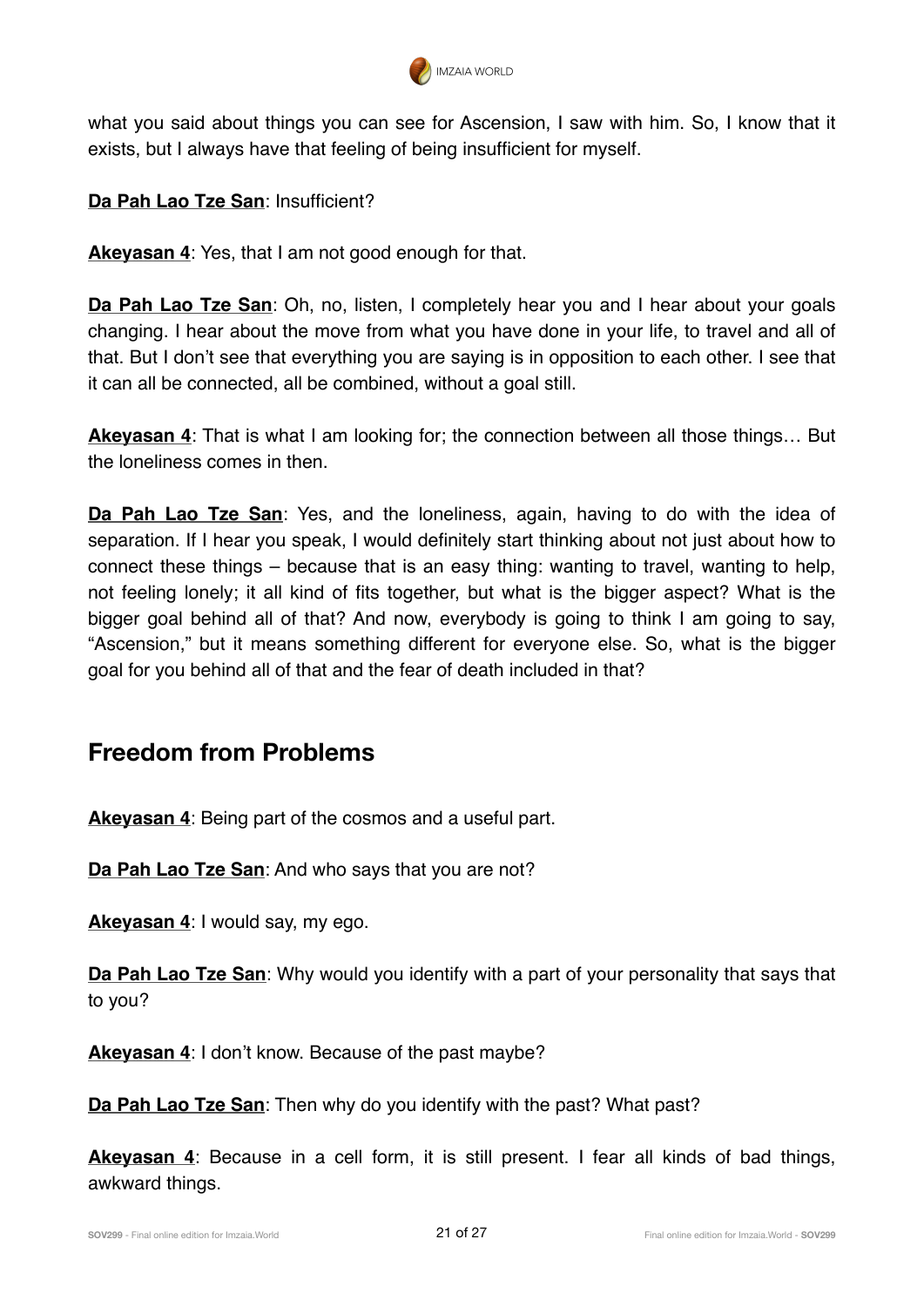what you said about things you can see for Ascension, I saw with him. So, I know that it exists, but I always have that feeling of being insufficient for myself.

**Da Pah Lao Tze San**: Insufficient?

**Akeyasan 4**: Yes, that I am not good enough for that.

**Da Pah Lao Tze San**: Oh, no, listen, I completely hear you and I hear about your goals changing. I hear about the move from what you have done in your life, to travel and all of that. But I don't see that everything you are saying is in opposition to each other. I see that it can all be connected, all be combined, without a goal still.

**Akeyasan 4**: That is what I am looking for; the connection between all those things… But the loneliness comes in then.

**Da Pah Lao Tze San**: Yes, and the loneliness, again, having to do with the idea of separation. If I hear you speak, I would definitely start thinking about not just about how to connect these things – because that is an easy thing: wanting to travel, wanting to help, not feeling lonely; it all kind of fits together, but what is the bigger aspect? What is the bigger goal behind all of that? And now, everybody is going to think I am going to say, "Ascension," but it means something different for everyone else. So, what is the bigger goal for you behind all of that and the fear of death included in that?

## Freedom from Problems

**Akeyasan 4**: Being part of the cosmos and a useful part.

**Da Pah Lao Tze San**: And who says that you are not?

**Akeyasan 4**: I would say, my ego.

**Da Pah Lao Tze San**: Why would you identify with a part of your personality that says that to you?

**Akeyasan 4**: I don't know. Because of the past maybe?

**Da Pah Lao Tze San**: Then why do you identify with the past? What past?

**Akeyasan 4**: Because in a cell form, it is still present. I fear all kinds of bad things, awkward things.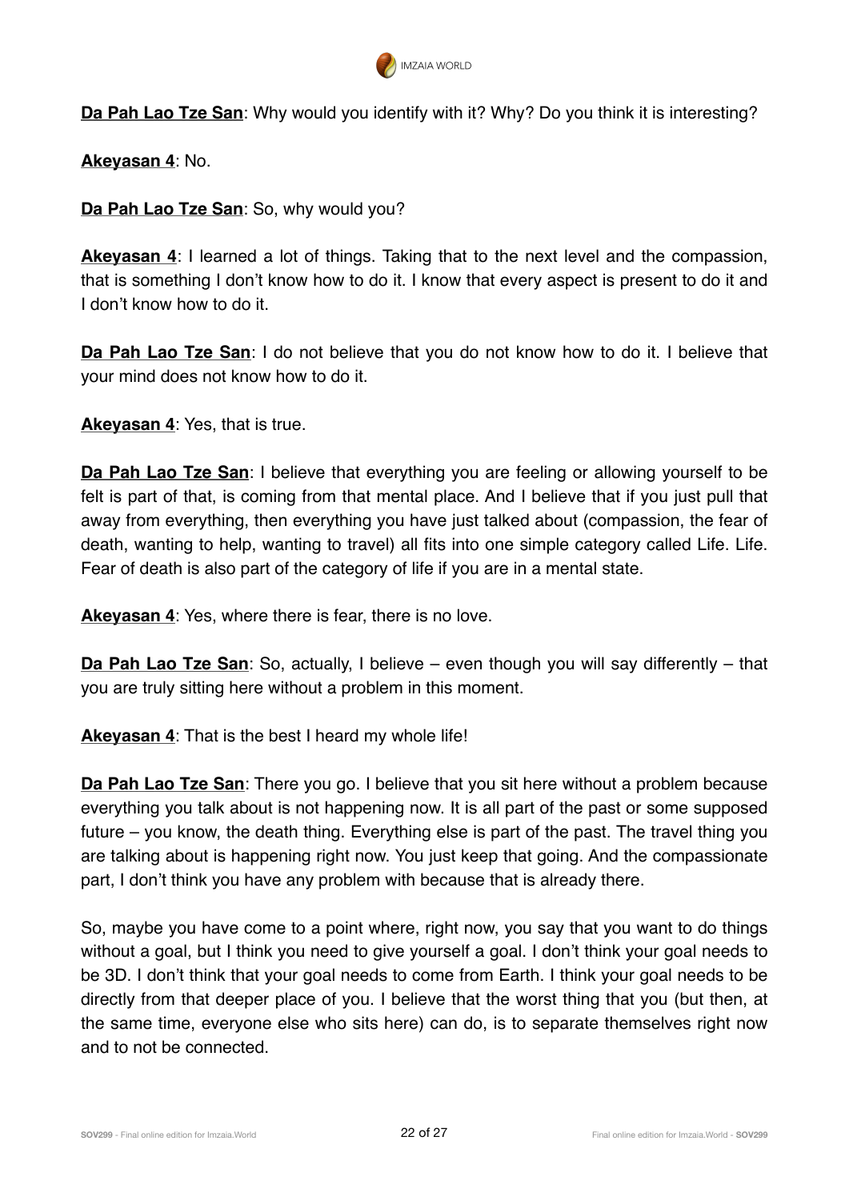**Da Pah Lao Tze San**: Why would you identify with it? Why? Do you think it is interesting?

**Akeyasan 4**: No.

**Da Pah Lao Tze San**: So, why would you?

**Akeyasan 4**: I learned a lot of things. Taking that to the next level and the compassion, that is something I don't know how to do it. I know that every aspect is present to do it and I don't know how to do it.

**Da Pah Lao Tze San**: I do not believe that you do not know how to do it. I believe that your mind does not know how to do it.

**Akeyasan 4**: Yes, that is true.

**Da Pah Lao Tze San**: I believe that everything you are feeling or allowing yourself to be felt is part of that, is coming from that mental place. And I believe that if you just pull that away from everything, then everything you have just talked about (compassion, the fear of death, wanting to help, wanting to travel) all fits into one simple category called Life. Life. Fear of death is also part of the category of life if you are in a mental state.

**Akeyasan 4**: Yes, where there is fear, there is no love.

**Da Pah Lao Tze San**: So, actually, I believe – even though you will say differently – that you are truly sitting here without a problem in this moment.

**Akeyasan 4**: That is the best I heard my whole life!

**Da Pah Lao Tze San**: There you go. I believe that you sit here without a problem because everything you talk about is not happening now. It is all part of the past or some supposed future – you know, the death thing. Everything else is part of the past. The travel thing you are talking about is happening right now. You just keep that going. And the compassionate part, I don't think you have any problem with because that is already there.

So, maybe you have come to a point where, right now, you say that you want to do things without a goal, but I think you need to give yourself a goal. I don't think your goal needs to be 3D. I don't think that your goal needs to come from Earth. I think your goal needs to be directly from that deeper place of you. I believe that the worst thing that you (but then, at the same time, everyone else who sits here) can do, is to separate themselves right now and to not be connected.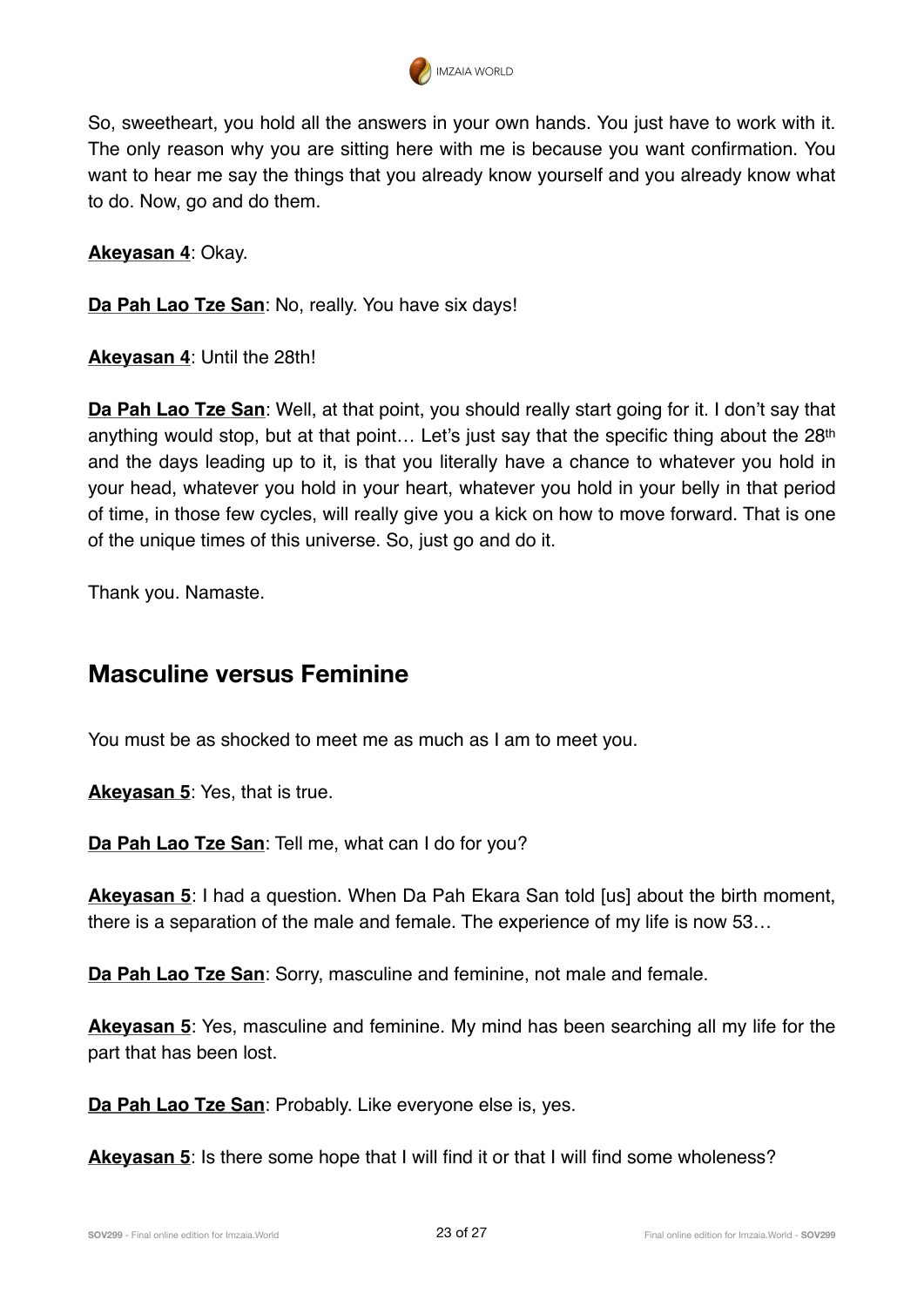So, sweetheart, you hold all the answers in your own hands. You just have to work with it. The only reason why you are sitting here with me is because you want confirmation. You want to hear me say the things that you already know yourself and you already know what to do. Now, go and do them.

**Akeyasan 4**: Okay.

**Da Pah Lao Tze San**: No, really. You have six days!

**Akeyasan 4**: Until the 28th!

**Da Pah Lao Tze San**: Well, at that point, you should really start going for it. I don't say that anything would stop, but at that point… Let's just say that the specific thing about the 28th and the days leading up to it, is that you literally have a chance to whatever you hold in your head, whatever you hold in your heart, whatever you hold in your belly in that period of time, in those few cycles, will really give you a kick on how to move forward. That is one of the unique times of this universe. So, just go and do it.

Thank you. Namaste.

## Masculine versus Feminine

You must be as shocked to meet me as much as I am to meet you.

**Akeyasan 5**: Yes, that is true.

**Da Pah Lao Tze San**: Tell me, what can I do for you?

**Akeyasan 5**: I had a question. When Da Pah Ekara San told [us] about the birth moment, there is a separation of the male and female. The experience of my life is now 53…

**Da Pah Lao Tze San**: Sorry, masculine and feminine, not male and female.

**Akeyasan 5**: Yes, masculine and feminine. My mind has been searching all my life for the part that has been lost.

**Da Pah Lao Tze San**: Probably. Like everyone else is, yes.

**Akeyasan 5**: Is there some hope that I will find it or that I will find some wholeness?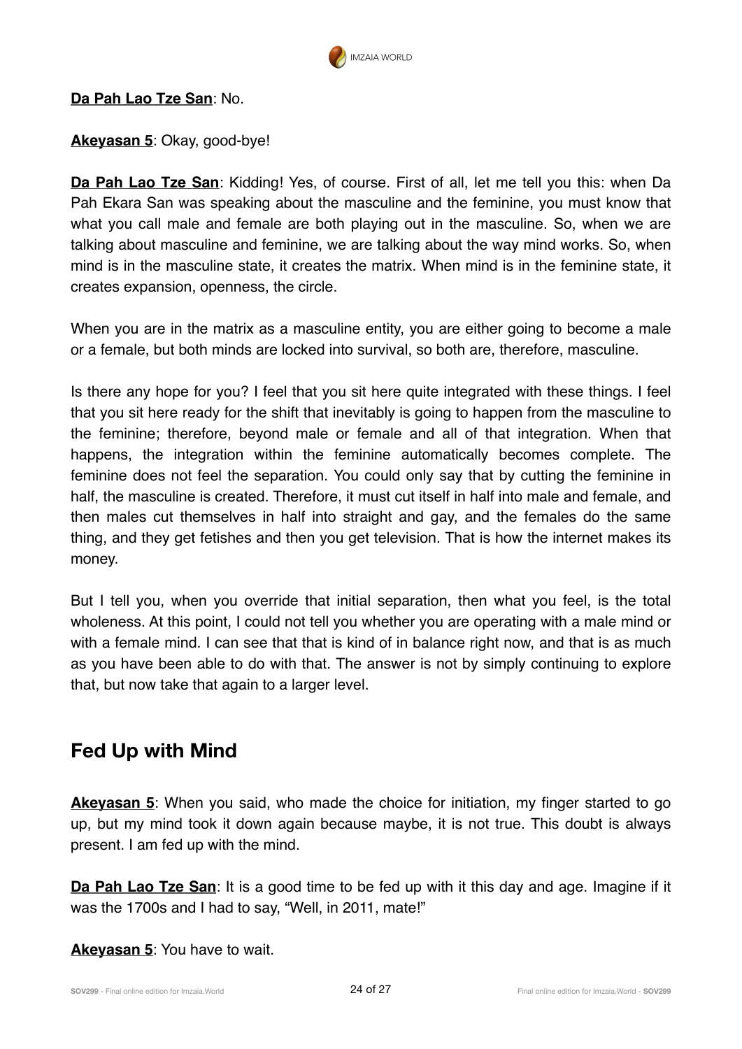**Da Pah Lao Tze San**: No.

**Akeyasan 5**: Okay, good-bye!

**Da Pah Lao Tze San**: Kidding! Yes, of course. First of all, let me tell you this: when Da Pah Ekara San was speaking about the masculine and the feminine, you must know that what you call male and female are both playing out in the masculine. So, when we are talking about masculine and feminine, we are talking about the way mind works. So, when mind is in the masculine state, it creates the matrix. When mind is in the feminine state, it creates expansion, openness, the circle.

When you are in the matrix as a masculine entity, you are either going to become a male or a female, but both minds are locked into survival, so both are, therefore, masculine.

Is there any hope for you? I feel that you sit here quite integrated with these things. I feel that you sit here ready for the shift that inevitably is going to happen from the masculine to the feminine; therefore, beyond male or female and all of that integration. When that happens, the integration within the feminine automatically becomes complete. The feminine does not feel the separation. You could only say that by cutting the feminine in half, the masculine is created. Therefore, it must cut itself in half into male and female, and then males cut themselves in half into straight and gay, and the females do the same thing, and they get fetishes and then you get television. That is how the internet makes its money.

But I tell you, when you override that initial separation, then what you feel, is the total wholeness. At this point, I could not tell you whether you are operating with a male mind or with a female mind. I can see that that is kind of in balance right now, and that is as much as you have been able to do with that. The answer is not by simply continuing to explore that, but now take that again to a larger level.

## Fed Up with Mind

**Akeyasan 5**: When you said, who made the choice for initiation, my finger started to go up, but my mind took it down again because maybe, it is not true. This doubt is always present. I am fed up with the mind.

**Da Pah Lao Tze San**: It is a good time to be fed up with it this day and age. Imagine if it was the 1700s and I had to say, "Well, in 2011, mate!"

**Akeyasan 5**: You have to wait.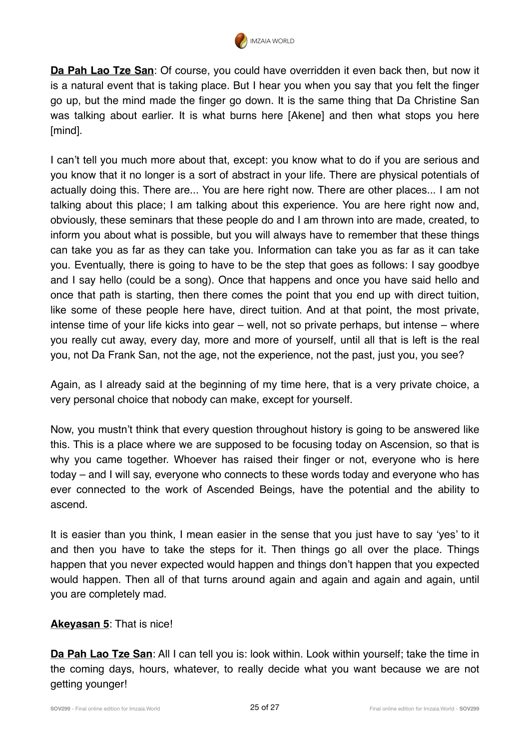**Da Pah Lao Tze San**: Of course, you could have overridden it even back then, but now it is a natural event that is taking place. But I hear you when you say that you felt the finger go up, but the mind made the finger go down. It is the same thing that Da Christine San was talking about earlier. It is what burns here [Akene] and then what stops you here [mind].

I can't tell you much more about that, except: you know what to do if you are serious and you know that it no longer is a sort of abstract in your life. There are physical potentials of actually doing this. There are... You are here right now. There are other places... I am not talking about this place; I am talking about this experience. You are here right now and, obviously, these seminars that these people do and I am thrown into are made, created, to inform you about what is possible, but you will always have to remember that these things can take you as far as they can take you. Information can take you as far as it can take you. Eventually, there is going to have to be the step that goes as follows: I say goodbye and I say hello (could be a song). Once that happens and once you have said hello and once that path is starting, then there comes the point that you end up with direct tuition, like some of these people here have, direct tuition. And at that point, the most private, intense time of your life kicks into gear – well, not so private perhaps, but intense – where you really cut away, every day, more and more of yourself, until all that is left is the real you, not Da Frank San, not the age, not the experience, not the past, just you, you see?

Again, as I already said at the beginning of my time here, that is a very private choice, a very personal choice that nobody can make, except for yourself.

Now, you mustn't think that every question throughout history is going to be answered like this. This is a place where we are supposed to be focusing today on Ascension, so that is why you came together. Whoever has raised their finger or not, everyone who is here today – and I will say, everyone who connects to these words today and everyone who has ever connected to the work of Ascended Beings, have the potential and the ability to ascend.

It is easier than you think, I mean easier in the sense that you just have to say 'yes' to it and then you have to take the steps for it. Then things go all over the place. Things happen that you never expected would happen and things don't happen that you expected would happen. Then all of that turns around again and again and again and again, until you are completely mad.

**Akeyasan 5**: That is nice!

**Da Pah Lao Tze San**: All I can tell you is: look within. Look within yourself; take the time in the coming days, hours, whatever, to really decide what you want because we are not getting younger!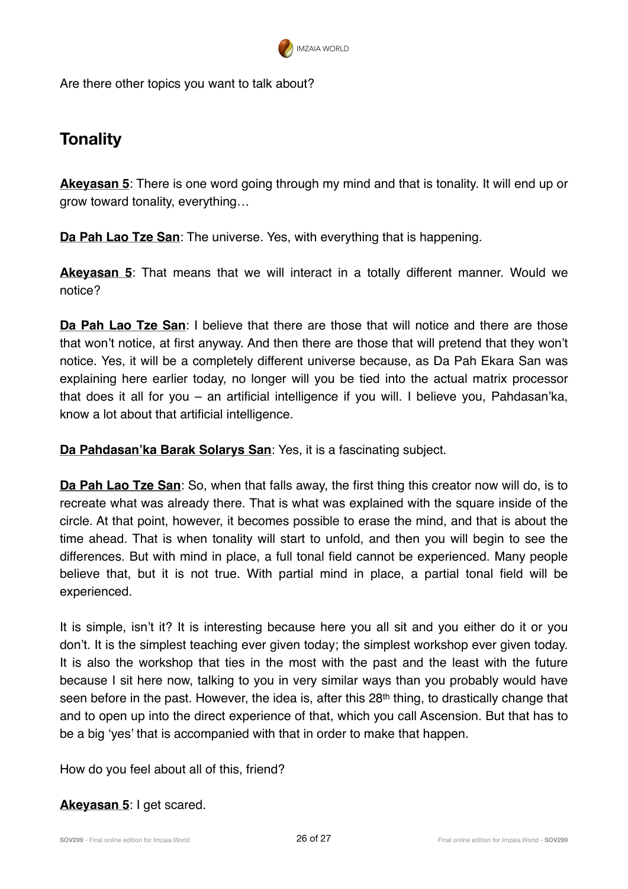Are there other topics you want to talk about?

## Tonality

**Akeyasan 5**: There is one word going through my mind and that is tonality. It will end up or grow toward tonality, everything…

**Da Pah Lao Tze San**: The universe. Yes, with everything that is happening.

**Akeyasan 5**: That means that we will interact in a totally different manner. Would we notice?

**Da Pah Lao Tze San**: I believe that there are those that will notice and there are those that won't notice, at first anyway. And then there are those that will pretend that they won't notice. Yes, it will be a completely different universe because, as Da Pah Ekara San was explaining here earlier today, no longer will you be tied into the actual matrix processor that does it all for you – an artificial intelligence if you will. I believe you, Pahdasan'ka, know a lot about that artificial intelligence.

**Da Pahdasan'ka Barak Solarys San**: Yes, it is a fascinating subject.

**Da Pah Lao Tze San**: So, when that falls away, the first thing this creator now will do, is to recreate what was already there. That is what was explained with the square inside of the circle. At that point, however, it becomes possible to erase the mind, and that is about the time ahead. That is when tonality will start to unfold, and then you will begin to see the differences. But with mind in place, a full tonal field cannot be experienced. Many people believe that, but it is not true. With partial mind in place, a partial tonal field will be experienced.

It is simple, isn't it? It is interesting because here you all sit and you either do it or you don't. It is the simplest teaching ever given today; the simplest workshop ever given today. It is also the workshop that ties in the most with the past and the least with the future because I sit here now, talking to you in very similar ways than you probably would have seen before in the past. However, the idea is, after this 28th thing, to drastically change that and to open up into the direct experience of that, which you call Ascension. But that has to be a big 'yes' that is accompanied with that in order to make that happen.

How do you feel about all of this, friend?

**Akeyasan 5**: I get scared.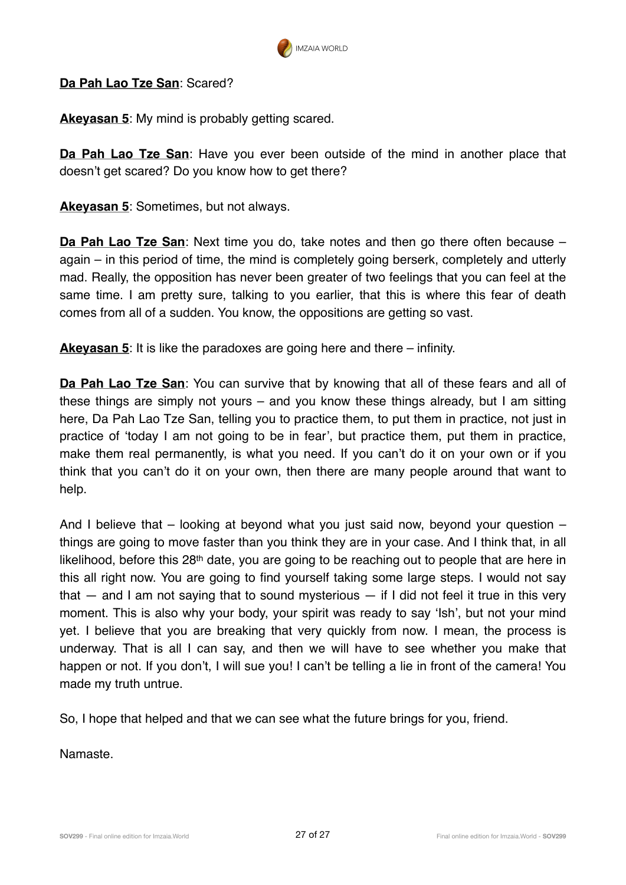**Da Pah Lao Tze San**: Scared?

**Akeyasan 5**: My mind is probably getting scared.

**Da Pah Lao Tze San**: Have you ever been outside of the mind in another place that doesn't get scared? Do you know how to get there?

**Akeyasan 5**: Sometimes, but not always.

**Da Pah Lao Tze San**: Next time you do, take notes and then go there often because – again – in this period of time, the mind is completely going berserk, completely and utterly mad. Really, the opposition has never been greater of two feelings that you can feel at the same time. I am pretty sure, talking to you earlier, that this is where this fear of death comes from all of a sudden. You know, the oppositions are getting so vast.

**Akeyasan 5**: It is like the paradoxes are going here and there – infinity.

**Da Pah Lao Tze San**: You can survive that by knowing that all of these fears and all of these things are simply not yours – and you know these things already, but I am sitting here, Da Pah Lao Tze San, telling you to practice them, to put them in practice, not just in practice of 'today I am not going to be in fear', but practice them, put them in practice, make them real permanently, is what you need. If you can't do it on your own or if you think that you can't do it on your own, then there are many people around that want to help.

And I believe that – looking at beyond what you just said now, beyond your question – things are going to move faster than you think they are in your case. And I think that, in all likelihood, before this 28th date, you are going to be reaching out to people that are here in this all right now. You are going to find yourself taking some large steps. I would not say that — and I am not saying that to sound mysterious — if I did not feel it true in this very moment. This is also why your body, your spirit was ready to say 'Ish', but not your mind yet. I believe that you are breaking that very quickly from now. I mean, the process is underway. That is all I can say, and then we will have to see whether you make that happen or not. If you don't, I will sue you! I can't be telling a lie in front of the camera! You made my truth untrue.

So, I hope that helped and that we can see what the future brings for you, friend.

Namaste.